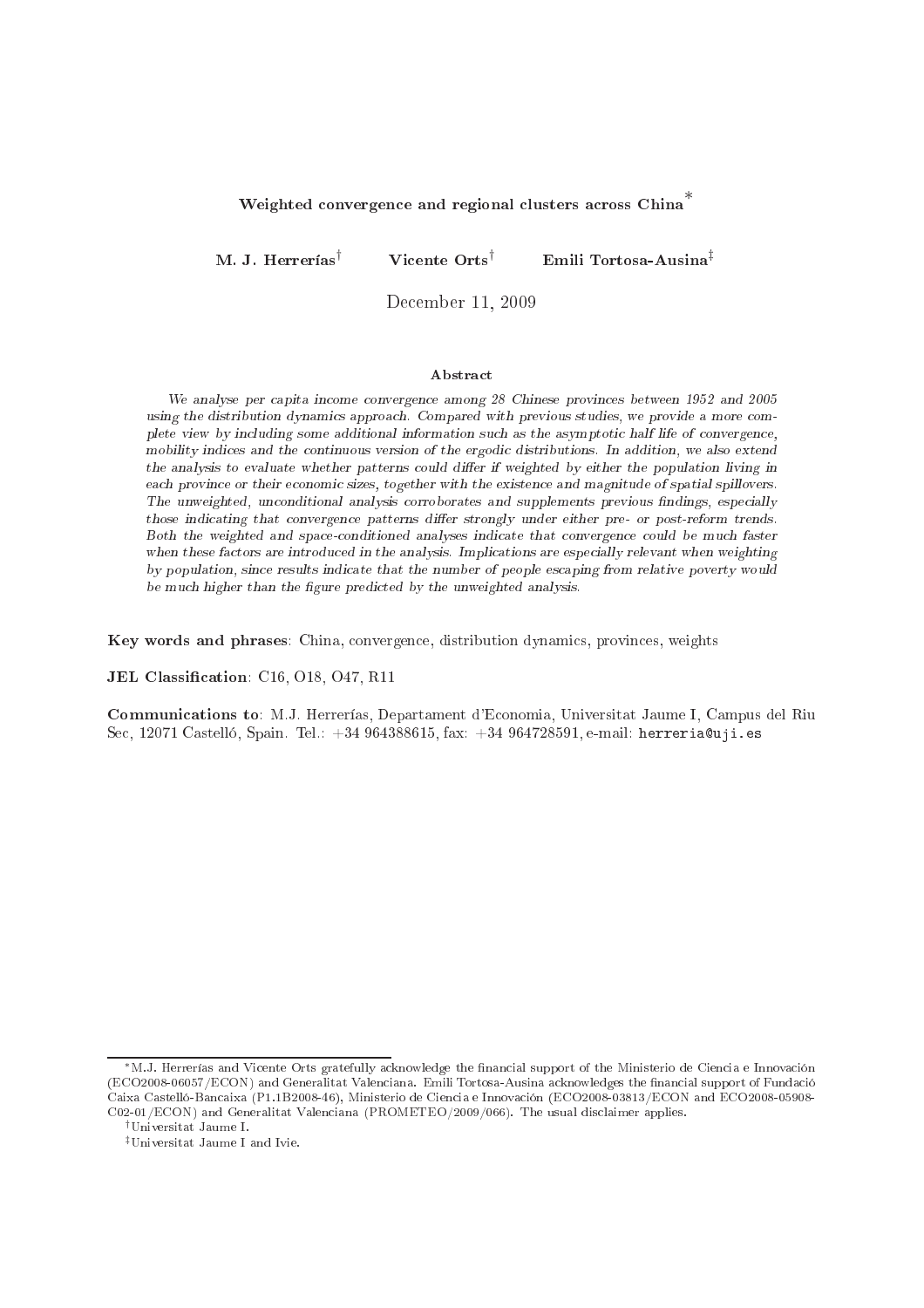# Weighted convergence and regional clusters across China[*]

**M. J. Herrerías**[†] **Vicente Orts**[†] **Emili Tortosa-Ausina**[‡]

December 11, 2009

### Abstract

*We analyse per capita income convergence among 28 Chinese provinces between 1952 and 2005 using the distribution dynamics approach. Compared with previous studies, we provide a more complete view by including some additional information such as the asymptotic half life of convergence, mobility indices and the continuous version of the ergodic distributions. In addition, we also extend the analysis to evaluate whether patterns could differ if weighted by either the population living in each province or their economic sizes, together with the existence and magnitude of spatial spillovers. The unweighted, unconditional analysis corroborates and supplements previous findings, especially those indicating that convergence patterns differ strongly under either pre- or post-reform trends. Both the weighted and space-conditioned analyses indicate that convergence could be much faster when these factors are introduced in the analysis. Implications are especially relevant when weighting by population, since results indicate that the number of people escaping from relative poverty would be much higher than the figure predicted by the unweighted analysis.*

**Key words and phrases**: China, convergence, distribution dynamics, provinces, weights

**JEL Classification**: C16, O18, O47, R11

**Communications to**: M.J. Herrerías, Departament d'Economia, Universitat Jaume I, Campus del Riu Sec, 12071 Castelló, Spain. Tel.: +34 964388615, fax: +34 964728591, e-mail: herreria@uji.es

---

[*] M.J. Herrerías and Vicente Orts gratefully acknowledge the financial support of the Ministerio de Ciencia e Innovación (ECO2008-06057/ECON) and Generalitat Valenciana. Emili Tortosa-Ausina acknowledges the financial support of Fundació Caixa Castelló-Bancaixa (P1.1B2008-46), Ministerio de Ciencia e Innovación (ECO2008-03813/ECON and ECO2008-05908-C02-01/ECON) and Generalitat Valenciana (PROMETEO/2009/066). The usual disclaimer applies.

[†] Universitat Jaume I.

[‡] Universitat Jaume I and Ivie.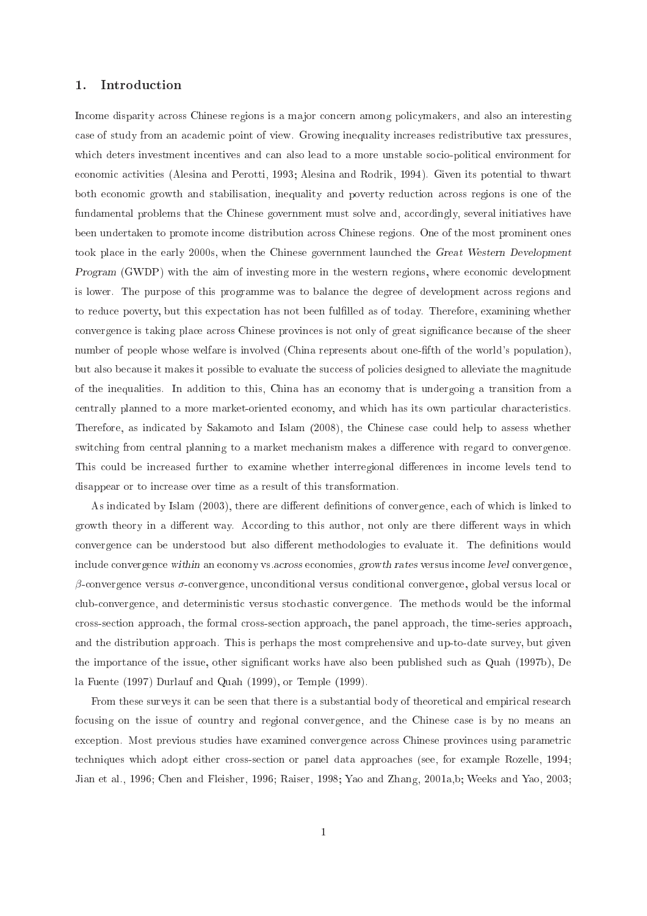## 1. Introduction

Income disparity across Chinese regions is a major concern among policymakers, and also an interesting case of study from an academic point of view. Growing inequality increases redistributive tax pressures, which deters investment incentives and can also lead to a more unstable socio-political environment for economic activities (Alesina and Perotti, 1993; Alesina and Rodrik, 1994). Given its potential to thwart both economic growth and stabilisation, inequality and poverty reduction across regions is one of the fundamental problems that the Chinese government must solve and, accordingly, several initiatives have been undertaken to promote income distribution across Chinese regions. One of the most prominent ones took place in the early 2000s, when the Chinese government launched the *Great Western Development Program* (GWDP) with the aim of investing more in the western regions, where economic development is lower. The purpose of this programme was to balance the degree of development across regions and to reduce poverty, but this expectation has not been fulfilled as of today. Therefore, examining whether convergence is taking place across Chinese provinces is not only of great significance because of the sheer number of people whose welfare is involved (China represents about one-fifth of the world's population), but also because it makes it possible to evaluate the success of policies designed to alleviate the magnitude of the inequalities. In addition to this, China has an economy that is undergoing a transition from a centrally planned to a more market-oriented economy, and which has its own particular characteristics. Therefore, as indicated by Sakamoto and Islam (2008), the Chinese case could help to assess whether switching from central planning to a market mechanism makes a difference with regard to convergence. This could be increased further to examine whether interregional differences in income levels tend to disappear or to increase over time as a result of this transformation.

As indicated by Islam (2003), there are different definitions of convergence, each of which is linked to growth theory in a different way. According to this author, not only are there different ways in which convergence can be understood but also different methodologies to evaluate it. The definitions would include convergence *within* an economy vs.*across* economies, *growth rates* versus income *level* convergence, $\beta$-convergence versus $\sigma$-convergence, unconditional versus conditional convergence, global versus local or club-convergence, and deterministic versus stochastic convergence. The methods would be the informal cross-section approach, the formal cross-section approach, the panel approach, the time-series approach, and the distribution approach. This is perhaps the most comprehensive and up-to-date survey, but given the importance of the issue, other significant works have also been published such as Quah (1997b), De la Fuente (1997) Durlauf and Quah (1999), or Temple (1999).

From these surveys it can be seen that there is a substantial body of theoretical and empirical research focusing on the issue of country and regional convergence, and the Chinese case is by no means an exception. Most previous studies have examined convergence across Chinese provinces using parametric techniques which adopt either cross-section or panel data approaches (see, for example Rozelle, 1994; Jian et al., 1996; Chen and Fleisher, 1996; Raiser, 1998; Yao and Zhang, 2001a,b; Weeks and Yao, 2003;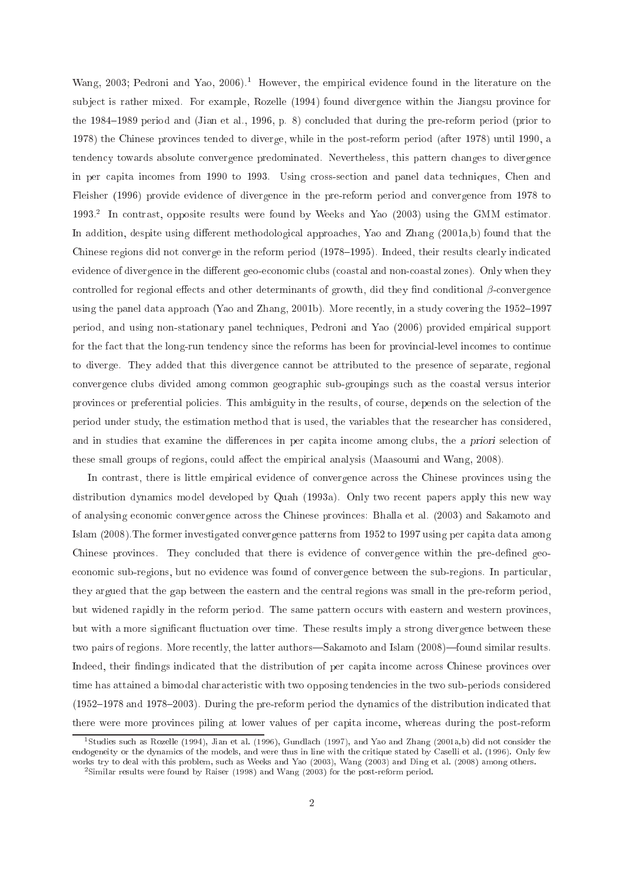Wang, 2003; Pedroni and Yao, 2006).[1] However, the empirical evidence found in the literature on the subject is rather mixed. For example, Rozelle (1994) found divergence within the Jiangsu province for the 1984–1989 period and (Jian et al., 1996, p. 8) concluded that during the pre-reform period (prior to 1978) the Chinese provinces tended to diverge, while in the post-reform period (after 1978) until 1990, a tendency towards absolute convergence predominated. Nevertheless, this pattern changes to divergence in per capita incomes from 1990 to 1993. Using cross-section and panel data techniques, Chen and Fleisher (1996) provide evidence of divergence in the pre-reform period and convergence from 1978 to 1993.[2] In contrast, opposite results were found by Weeks and Yao (2003) using the GMM estimator. In addition, despite using different methodological approaches, Yao and Zhang (2001a,b) found that the Chinese regions did not converge in the reform period (1978–1995). Indeed, their results clearly indicated evidence of divergence in the different geo-economic clubs (coastal and non-coastal zones). Only when they controlled for regional effects and other determinants of growth, did they find conditional $\beta$-convergence using the panel data approach (Yao and Zhang, 2001b). More recently, in a study covering the 1952–1997 period, and using non-stationary panel techniques, Pedroni and Yao (2006) provided empirical support for the fact that the long-run tendency since the reforms has been for provincial-level incomes to continue to diverge. They added that this divergence cannot be attributed to the presence of separate, regional convergence clubs divided among common geographic sub-groupings such as the coastal versus interior provinces or preferential policies. This ambiguity in the results, of course, depends on the selection of the period under study, the estimation method that is used, the variables that the researcher has considered, and in studies that examine the differences in per capita income among clubs, the *a priori* selection of these small groups of regions, could affect the empirical analysis (Maasoumi and Wang, 2008).

In contrast, there is little empirical evidence of convergence across the Chinese provinces using the distribution dynamics model developed by Quah (1993a). Only two recent papers apply this new way of analysing economic convergence across the Chinese provinces: Bhalla et al. (2003) and Sakamoto and Islam (2008).The former investigated convergence patterns from 1952 to 1997 using per capita data among Chinese provinces. They concluded that there is evidence of convergence within the pre-defined geo-economic sub-regions, but no evidence was found of convergence between the sub-regions. In particular, they argued that the gap between the eastern and the central regions was small in the pre-reform period, but widened rapidly in the reform period. The same pattern occurs with eastern and western provinces, but with a more significant fluctuation over time. These results imply a strong divergence between these two pairs of regions. More recently, the latter authors—Sakamoto and Islam (2008)—found similar results. Indeed, their findings indicated that the distribution of per capita income across Chinese provinces over time has attained a bimodal characteristic with two opposing tendencies in the two sub-periods considered (1952–1978 and 1978–2003). During the pre-reform period the dynamics of the distribution indicated that there were more provinces piling at lower values of per capita income, whereas during the post-reform

[1] Studies such as Rozelle (1994), Jian et al. (1996), Gundlach (1997), and Yao and Zhang (2001a,b) did not consider the endogeneity or the dynamics of the models, and were thus in line with the critique stated by Caselli et al. (1996). Only few works try to deal with this problem, such as Weeks and Yao (2003), Wang (2003) and Ding et al. (2008) among others.

[2] Similar results were found by Raiser (1998) and Wang (2003) for the post-reform period.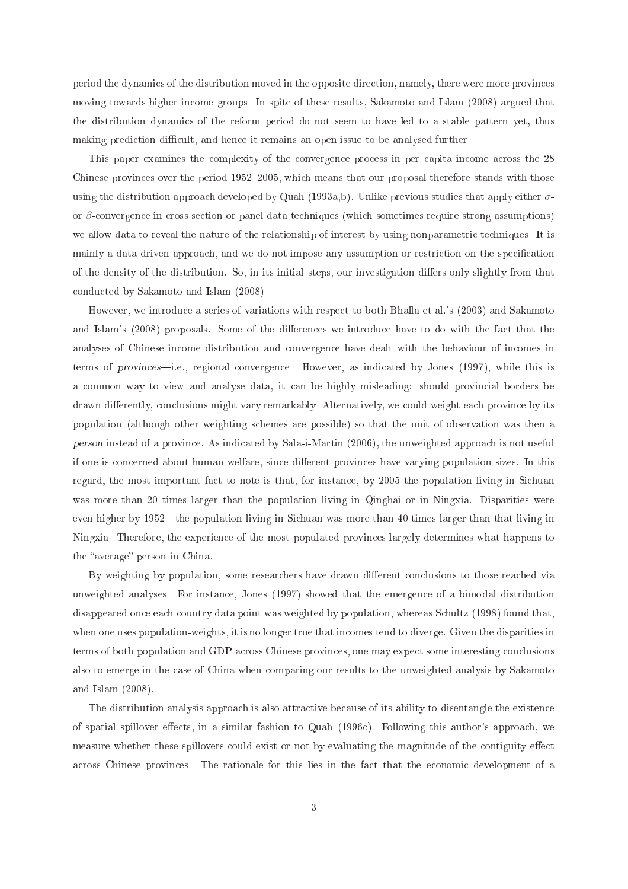period the dynamics of the distribution moved in the opposite direction, namely, there were more provinces moving towards higher income groups. In spite of these results, Sakamoto and Islam (2008) argued that the distribution dynamics of the reform period do not seem to have led to a stable pattern yet, thus making prediction difficult, and hence it remains an open issue to be analysed further.

This paper examines the complexity of the convergence process in per capita income across the 28 Chinese provinces over the period 1952–2005, which means that our proposal therefore stands with those using the distribution approach developed by Quah (1993a,b). Unlike previous studies that apply either $\sigma$- or $\beta$-convergence in cross section or panel data techniques (which sometimes require strong assumptions) we allow data to reveal the nature of the relationship of interest by using nonparametric techniques. It is mainly a data driven approach, and we do not impose any assumption or restriction on the specification of the density of the distribution. So, in its initial steps, our investigation differs only slightly from that conducted by Sakamoto and Islam (2008).

However, we introduce a series of variations with respect to both Bhalla et al.'s (2003) and Sakamoto and Islam's (2008) proposals. Some of the differences we introduce have to do with the fact that the analyses of Chinese income distribution and convergence have dealt with the behaviour of incomes in terms of *provinces*—i.e., regional convergence. However, as indicated by Jones (1997), while this is a common way to view and analyse data, it can be highly misleading: should provincial borders be drawn differently, conclusions might vary remarkably. Alternatively, we could weight each province by its population (although other weighting schemes are possible) so that the unit of observation was then a *person* instead of a province. As indicated by Sala-i-Martin (2006), the unweighted approach is not useful if one is concerned about human welfare, since different provinces have varying population sizes. In this regard, the most important fact to note is that, for instance, by 2005 the population living in Sichuan was more than 20 times larger than the population living in Qinghai or in Ningxia. Disparities were even higher by 1952—the population living in Sichuan was more than 40 times larger than that living in Ningxia. Therefore, the experience of the most populated provinces largely determines what happens to the "average" person in China.

By weighting by population, some researchers have drawn different conclusions to those reached via unweighted analyses. For instance, Jones (1997) showed that the emergence of a bimodal distribution disappeared once each country data point was weighted by population, whereas Schultz (1998) found that, when one uses population-weights, it is no longer true that incomes tend to diverge. Given the disparities in terms of both population and GDP across Chinese provinces, one may expect some interesting conclusions also to emerge in the case of China when comparing our results to the unweighted analysis by Sakamoto and Islam (2008).

The distribution analysis approach is also attractive because of its ability to disentangle the existence of spatial spillover effects, in a similar fashion to Quah (1996c). Following this author's approach, we measure whether these spillovers could exist or not by evaluating the magnitude of the contiguity effect across Chinese provinces. The rationale for this lies in the fact that the economic development of a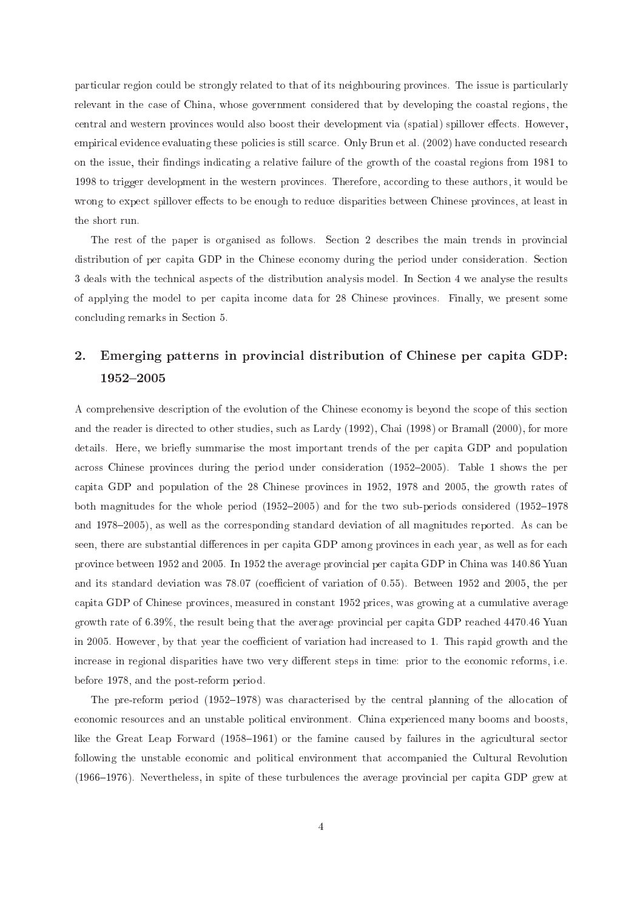particular region could be strongly related to that of its neighbouring provinces. The issue is particularly relevant in the case of China, whose government considered that by developing the coastal regions, the central and western provinces would also boost their development via (spatial) spillover effects. However, empirical evidence evaluating these policies is still scarce. Only Brun et al. (2002) have conducted research on the issue, their findings indicating a relative failure of the growth of the coastal regions from 1981 to 1998 to trigger development in the western provinces. Therefore, according to these authors, it would be wrong to expect spillover effects to be enough to reduce disparities between Chinese provinces, at least in the short run.

The rest of the paper is organised as follows. Section 2 describes the main trends in provincial distribution of per capita GDP in the Chinese economy during the period under consideration. Section 3 deals with the technical aspects of the distribution analysis model. In Section 4 we analyse the results of applying the model to per capita income data for 28 Chinese provinces. Finally, we present some concluding remarks in Section 5.

## 2. Emerging patterns in provincial distribution of Chinese per capita GDP: 1952–2005

A comprehensive description of the evolution of the Chinese economy is beyond the scope of this section and the reader is directed to other studies, such as Lardy (1992), Chai (1998) or Bramall (2000), for more details. Here, we briefly summarise the most important trends of the per capita GDP and population across Chinese provinces during the period under consideration (1952–2005). Table 1 shows the per capita GDP and population of the 28 Chinese provinces in 1952, 1978 and 2005, the growth rates of both magnitudes for the whole period (1952–2005) and for the two sub-periods considered (1952–1978 and 1978–2005), as well as the corresponding standard deviation of all magnitudes reported. As can be seen, there are substantial differences in per capita GDP among provinces in each year, as well as for each province between 1952 and 2005. In 1952 the average provincial per capita GDP in China was 140.86 Yuan and its standard deviation was 78.07 (coefficient of variation of 0.55). Between 1952 and 2005, the per capita GDP of Chinese provinces, measured in constant 1952 prices, was growing at a cumulative average growth rate of 6.39%, the result being that the average provincial per capita GDP reached 4470.46 Yuan in 2005. However, by that year the coefficient of variation had increased to 1. This rapid growth and the increase in regional disparities have two very different steps in time: prior to the economic reforms, i.e. before 1978, and the post-reform period.

The pre-reform period (1952–1978) was characterised by the central planning of the allocation of economic resources and an unstable political environment. China experienced many booms and boosts, like the Great Leap Forward (1958–1961) or the famine caused by failures in the agricultural sector following the unstable economic and political environment that accompanied the Cultural Revolution (1966–1976). Nevertheless, in spite of these turbulences the average provincial per capita GDP grew at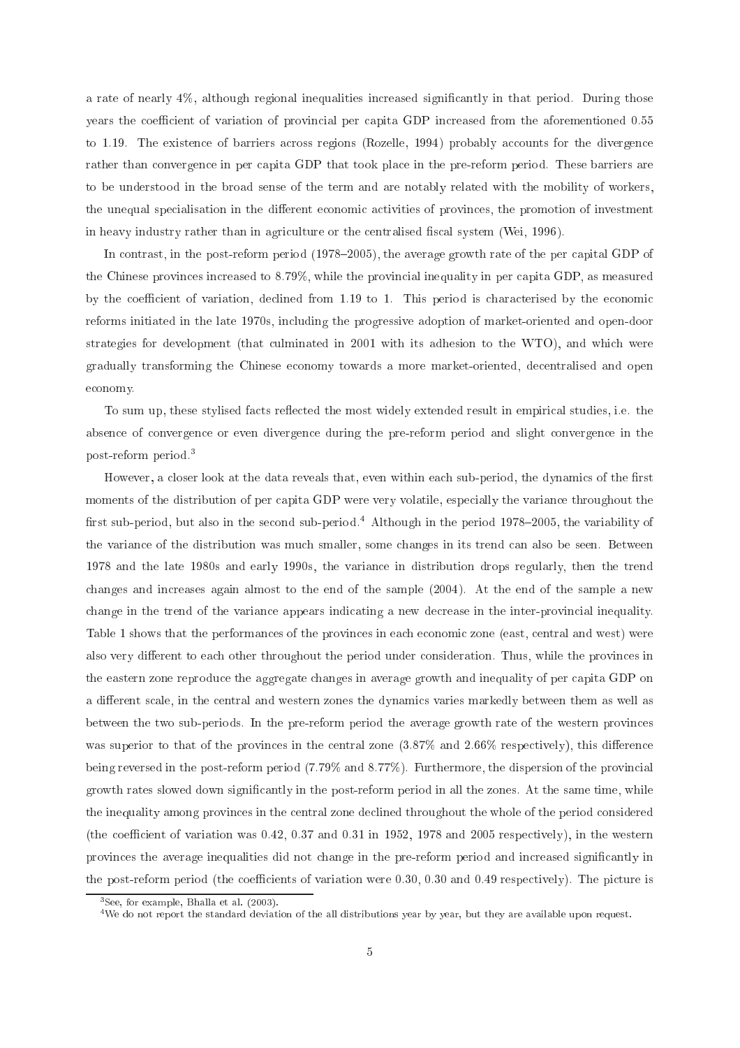a rate of nearly 4%, although regional inequalities increased significantly in that period. During those years the coefficient of variation of provincial per capita GDP increased from the aforementioned 0.55 to 1.19. The existence of barriers across regions (Rozelle, 1994) probably accounts for the divergence rather than convergence in per capita GDP that took place in the pre-reform period. These barriers are to be understood in the broad sense of the term and are notably related with the mobility of workers, the unequal specialisation in the different economic activities of provinces, the promotion of investment in heavy industry rather than in agriculture or the centralised fiscal system (Wei, 1996).

In contrast, in the post-reform period (1978–2005), the average growth rate of the per capital GDP of the Chinese provinces increased to 8.79%, while the provincial inequality in per capita GDP, as measured by the coefficient of variation, declined from 1.19 to 1. This period is characterised by the economic reforms initiated in the late 1970s, including the progressive adoption of market-oriented and open-door strategies for development (that culminated in 2001 with its adhesion to the WTO), and which were gradually transforming the Chinese economy towards a more market-oriented, decentralised and open economy.

To sum up, these stylised facts reflected the most widely extended result in empirical studies, i.e. the absence of convergence or even divergence during the pre-reform period and slight convergence in the post-reform period.[3]

However, a closer look at the data reveals that, even within each sub-period, the dynamics of the first moments of the distribution of per capita GDP were very volatile, especially the variance throughout the first sub-period, but also in the second sub-period.[4] Although in the period 1978–2005, the variability of the variance of the distribution was much smaller, some changes in its trend can also be seen. Between 1978 and the late 1980s and early 1990s, the variance in distribution drops regularly, then the trend changes and increases again almost to the end of the sample (2004). At the end of the sample a new change in the trend of the variance appears indicating a new decrease in the inter-provincial inequality. Table 1 shows that the performances of the provinces in each economic zone (east, central and west) were also very different to each other throughout the period under consideration. Thus, while the provinces in the eastern zone reproduce the aggregate changes in average growth and inequality of per capita GDP on a different scale, in the central and western zones the dynamics varies markedly between them as well as between the two sub-periods. In the pre-reform period the average growth rate of the western provinces was superior to that of the provinces in the central zone (3.87% and 2.66% respectively), this difference being reversed in the post-reform period (7.79% and 8.77%). Furthermore, the dispersion of the provincial growth rates slowed down significantly in the post-reform period in all the zones. At the same time, while the inequality among provinces in the central zone declined throughout the whole of the period considered (the coefficient of variation was 0.42, 0.37 and 0.31 in 1952, 1978 and 2005 respectively), in the western provinces the average inequalities did not change in the pre-reform period and increased significantly in the post-reform period (the coefficients of variation were 0.30, 0.30 and 0.49 respectively). The picture is

[3] See, for example, Bhalla et al. (2003).

[4] We do not report the standard deviation of the all distributions year by year, but they are available upon request.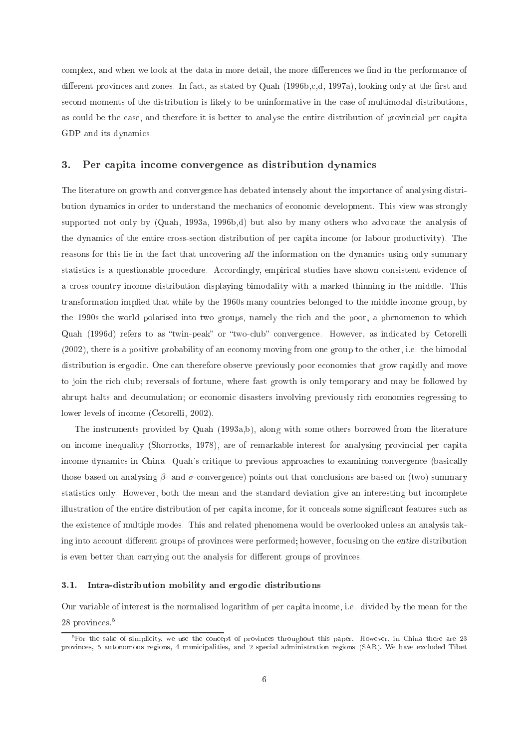complex, and when we look at the data in more detail, the more differences we find in the performance of different provinces and zones. In fact, as stated by Quah (1996b,c,d, 1997a), looking only at the first and second moments of the distribution is likely to be uninformative in the case of multimodal distributions, as could be the case, and therefore it is better to analyse the entire distribution of provincial per capita GDP and its dynamics.

## 3. Per capita income convergence as distribution dynamics

The literature on growth and convergence has debated intensely about the importance of analysing distribution dynamics in order to understand the mechanics of economic development. This view was strongly supported not only by (Quah, 1993a, 1996b,d) but also by many others who advocate the analysis of the dynamics of the entire cross-section distribution of per capita income (or labour productivity). The reasons for this lie in the fact that uncovering *all* the information on the dynamics using only summary statistics is a questionable procedure. Accordingly, empirical studies have shown consistent evidence of a cross-country income distribution displaying bimodality with a marked thinning in the middle. This transformation implied that while by the 1960s many countries belonged to the middle income group, by the 1990s the world polarised into two groups, namely the rich and the poor, a phenomenon to which Quah (1996d) refers to as "twin-peak" or "two-club" convergence. However, as indicated by Cetorelli (2002), there is a positive probability of an economy moving from one group to the other, i.e. the bimodal distribution is ergodic. One can therefore observe previously poor economies that grow rapidly and move to join the rich club; reversals of fortune, where fast growth is only temporary and may be followed by abrupt halts and decumulation; or economic disasters involving previously rich economies regressing to lower levels of income (Cetorelli, 2002).

The instruments provided by Quah (1993a,b), along with some others borrowed from the literature on income inequality (Shorrocks, 1978), are of remarkable interest for analysing provincial per capita income dynamics in China. Quah's critique to previous approaches to examining convergence (basically those based on analysing $\beta$- and $\sigma$-convergence) points out that conclusions are based on (two) summary statistics only. However, both the mean and the standard deviation give an interesting but incomplete illustration of the entire distribution of per capita income, for it conceals some significant features such as the existence of multiple modes. This and related phenomena would be overlooked unless an analysis taking into account different groups of provinces were performed; however, focusing on the *entire* distribution is even better than carrying out the analysis for different groups of provinces.

### 3.1. Intra-distribution mobility and ergodic distributions

Our variable of interest is the normalised logarithm of per capita income, i.e. divided by the mean for the 28 provinces.[5]

[5]For the sake of simplicity, we use the concept of provinces throughout this paper. However, in China there are 23 provinces, 5 autonomous regions, 4 municipalities, and 2 special administration regions (SAR). We have excluded Tibet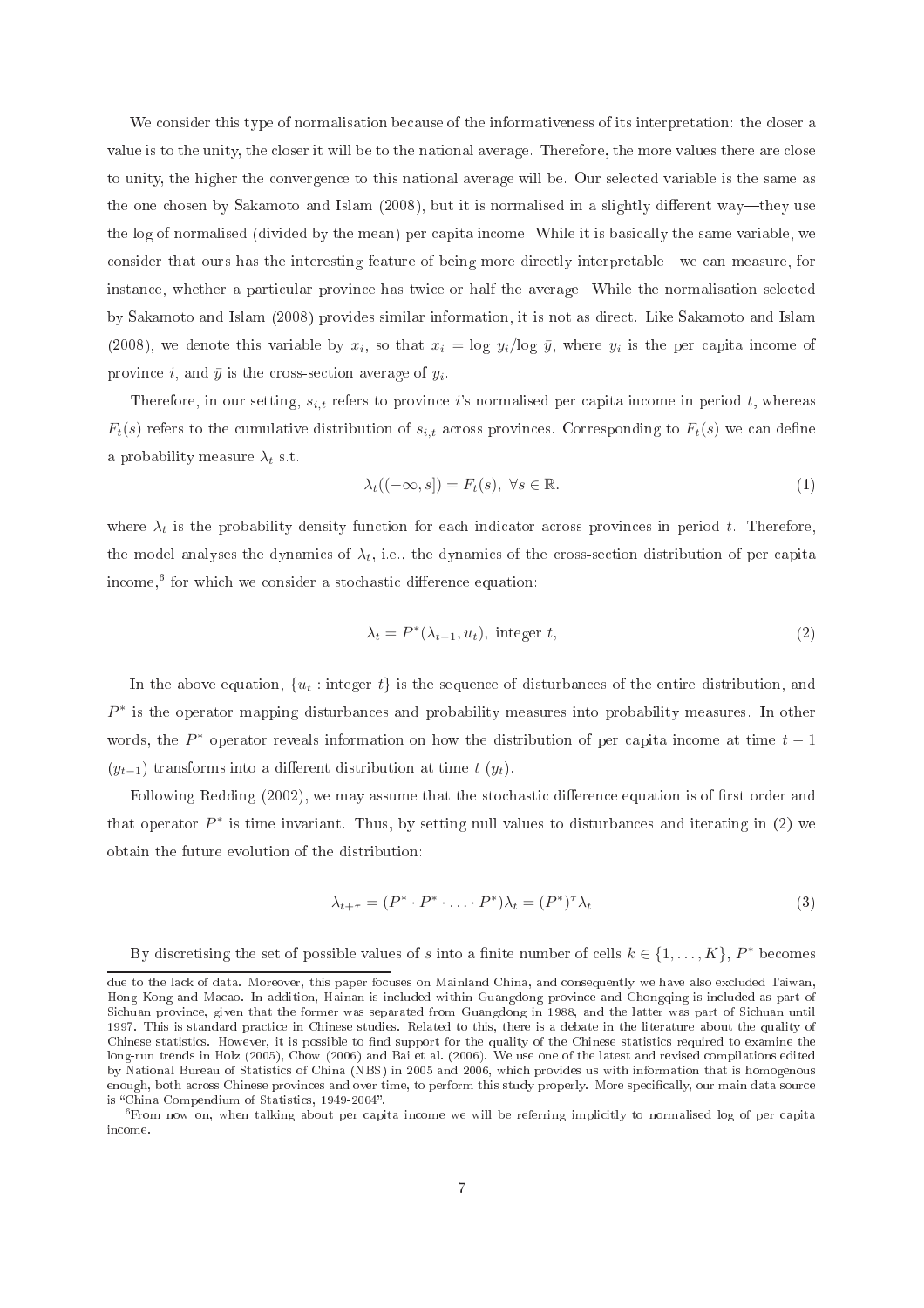We consider this type of normalisation because of the informativeness of its interpretation: the closer a value is to the unity, the closer it will be to the national average. Therefore, the more values there are close to unity, the higher the convergence to this national average will be. Our selected variable is the same as the one chosen by Sakamoto and Islam (2008), but it is normalised in a slightly different way—they use the log of normalised (divided by the mean) per capita income. While it is basically the same variable, we consider that ours has the interesting feature of being more directly interpretable—we can measure, for instance, whether a particular province has twice or half the average. While the normalisation selected by Sakamoto and Islam (2008) provides similar information, it is not as direct. Like Sakamoto and Islam (2008), we denote this variable by $x_i$, so that $x_i = \log y_i / \log \bar{y}$, where $y_i$ is the per capita income of province $i$, and $\bar{y}$ is the cross-section average of $y_i$.

Therefore, in our setting, $s_{i,t}$ refers to province $i$'s normalised per capita income in period $t$, whereas $F_t(s)$ refers to the cumulative distribution of $s_{i,t}$ across provinces. Corresponding to $F_t(s)$ we can define a probability measure $\lambda_t$ s.t.:

$$\lambda_t((-\infty, s]) = F_t(s), \ \forall s \in \mathbb{R}. \tag{1}$$

where $\lambda_t$ is the probability density function for each indicator across provinces in period $t$. Therefore, the model analyses the dynamics of $\lambda_t$, i.e., the dynamics of the cross-section distribution of per capita income,[6] for which we consider a stochastic difference equation:

$$\lambda_t = P^*(\lambda_{t-1}, u_t), \text{ integer } t, \tag{2}$$

In the above equation, $\{u_t : \text{integer } t\}$ is the sequence of disturbances of the entire distribution, and $P^*$ is the operator mapping disturbances and probability measures into probability measures. In other words, the $P^*$ operator reveals information on how the distribution of per capita income at time $t-1$ ($y_{t-1}$) transforms into a different distribution at time $t$ ($y_t$).

Following Redding (2002), we may assume that the stochastic difference equation is of first order and that operator $P^*$ is time invariant. Thus, by setting null values to disturbances and iterating in (2) we obtain the future evolution of the distribution:

$$\lambda_{t+\tau} = (P^* \cdot P^* \cdot \ldots \cdot P^*)\lambda_t = (P^*)^{\tau}\lambda_t \tag{3}$$

By discretising the set of possible values of $s$ into a finite number of cells $k \in \{1, \ldots, K\}$, $P^*$ becomes

due to the lack of data. Moreover, this paper focuses on Mainland China, and consequently we have also excluded Taiwan, Hong Kong and Macao. In addition, Hainan is included within Guangdong province and Chongqing is included as part of Sichuan province, given that the former was separated from Guangdong in 1988, and the latter was part of Sichuan until 1997. This is standard practice in Chinese studies. Related to this, there is a debate in the literature about the quality of Chinese statistics. However, it is possible to find support for the quality of the Chinese statistics required to examine the long-run trends in Holz (2005), Chow (2006) and Bai et al. (2006). We use one of the latest and revised compilations edited by National Bureau of Statistics of China (NBS) in 2005 and 2006, which provides us with information that is homogenous enough, both across Chinese provinces and over time, to perform this study properly. More specifically, our main data source is "China Compendium of Statistics, 1949-2004".

[6] From now on, when talking about per capita income we will be referring implicitly to normalised log of per capita income.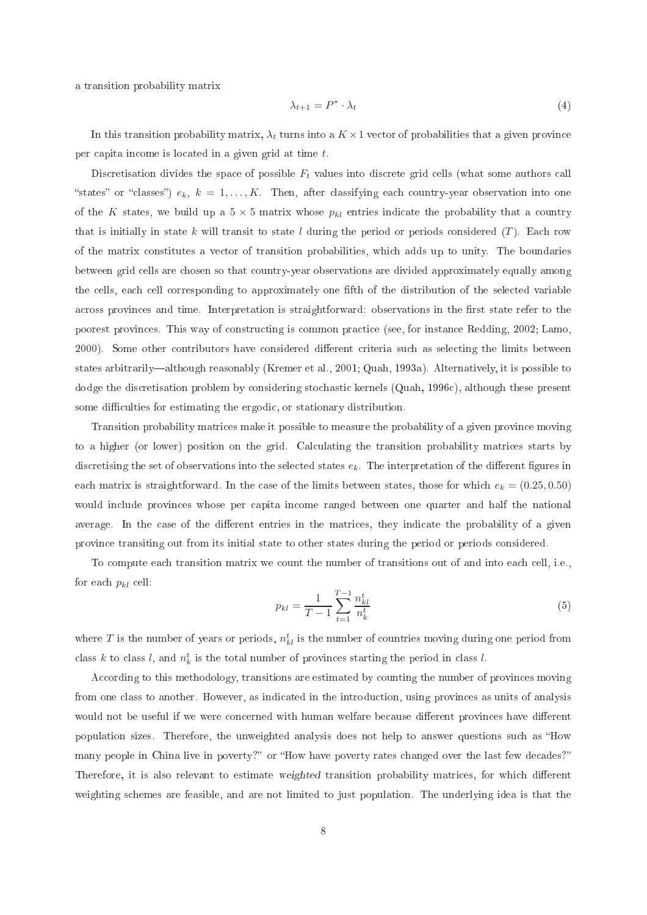a transition probability matrix

$$\lambda_{t+1} = P^* \cdot \lambda_t \tag{4}$$

In this transition probability matrix, $\lambda_t$ turns into a $K \times 1$ vector of probabilities that a given province per capita income is located in a given grid at time $t$.

Discretisation divides the space of possible $F_t$ values into discrete grid cells (what some authors call "states" or "classes") $e_k$, $k = 1, \ldots, K$. Then, after classifying each country-year observation into one of the $K$ states, we build up a $5 \times 5$ matrix whose $p_{kl}$ entries indicate the probability that a country that is initially in state $k$ will transit to state $l$ during the period or periods considered ($T$). Each row of the matrix constitutes a vector of transition probabilities, which adds up to unity. The boundaries between grid cells are chosen so that country-year observations are divided approximately equally among the cells, each cell corresponding to approximately one fifth of the distribution of the selected variable across provinces and time. Interpretation is straightforward: observations in the first state refer to the poorest provinces. This way of constructing is common practice (see, for instance Redding, 2002; Lamo, 2000). Some other contributors have considered different criteria such as selecting the limits between states arbitrarily—although reasonably (Kremer et al., 2001; Quah, 1993a). Alternatively, it is possible to dodge the discretisation problem by considering stochastic kernels (Quah, 1996c), although these present some difficulties for estimating the ergodic, or stationary distribution.

Transition probability matrices make it possible to measure the probability of a given province moving to a higher (or lower) position on the grid. Calculating the transition probability matrices starts by discretising the set of observations into the selected states $e_k$. The interpretation of the different figures in each matrix is straightforward. In the case of the limits between states, those for which $e_k = (0.25, 0.50)$ would include provinces whose per capita income ranged between one quarter and half the national average. In the case of the different entries in the matrices, they indicate the probability of a given province transiting out from its initial state to other states during the period or periods considered.

To compute each transition matrix we count the number of transitions out of and into each cell, i.e., for each $p_{kl}$ cell:

$$p_{kl} = \frac{1}{T-1} \sum_{t=1}^{T-1} \frac{n_{kl}^t}{n_k^t} \tag{5}$$

where $T$ is the number of years or periods, $n_{kl}^t$ is the number of countries moving during one period from class $k$ to class $l$, and $n_k^t$ is the total number of provinces starting the period in class $l$.

According to this methodology, transitions are estimated by counting the number of provinces moving from one class to another. However, as indicated in the introduction, using provinces as units of analysis would not be useful if we were concerned with human welfare because different provinces have different population sizes. Therefore, the unweighted analysis does not help to answer questions such as "How many people in China live in poverty?" or "How have poverty rates changed over the last few decades?" Therefore, it is also relevant to estimate *weighted* transition probability matrices, for which different weighting schemes are feasible, and are not limited to just population. The underlying idea is that the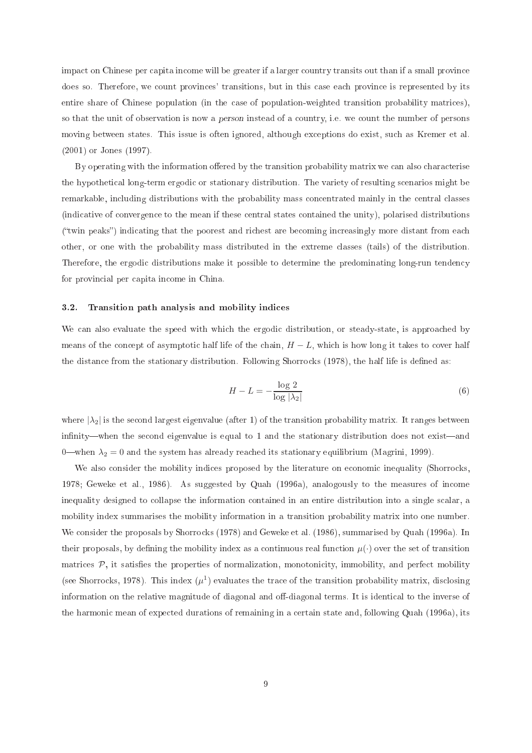impact on Chinese per capita income will be greater if a larger country transits out than if a small province does so. Therefore, we count provinces' transitions, but in this case each province is represented by its entire share of Chinese population (in the case of population-weighted transition probability matrices), so that the unit of observation is now a *person* instead of a country, i.e. we count the number of persons moving between states. This issue is often ignored, although exceptions do exist, such as Kremer et al. (2001) or Jones (1997).

By operating with the information offered by the transition probability matrix we can also characterise the hypothetical long-term ergodic or stationary distribution. The variety of resulting scenarios might be remarkable, including distributions with the probability mass concentrated mainly in the central classes (indicative of convergence to the mean if these central states contained the unity), polarised distributions ("twin peaks") indicating that the poorest and richest are becoming increasingly more distant from each other, or one with the probability mass distributed in the extreme classes (tails) of the distribution. Therefore, the ergodic distributions make it possible to determine the predominating long-run tendency for provincial per capita income in China.

### 3.2. Transition path analysis and mobility indices

We can also evaluate the speed with which the ergodic distribution, or steady-state, is approached by means of the concept of asymptotic half life of the chain, $H-L$, which is how long it takes to cover half the distance from the stationary distribution. Following Shorrocks (1978), the half life is defined as:

$$H - L = -\frac{\log 2}{\log |\lambda_2|} \tag{6}$$

where $|\lambda_2|$ is the second largest eigenvalue (after 1) of the transition probability matrix. It ranges between infinity—when the second eigenvalue is equal to 1 and the stationary distribution does not exist—and 0—when $\lambda_2 = 0$ and the system has already reached its stationary equilibrium (Magrini, 1999).

We also consider the mobility indices proposed by the literature on economic inequality (Shorrocks, 1978; Geweke et al., 1986). As suggested by Quah (1996a), analogously to the measures of income inequality designed to collapse the information contained in an entire distribution into a single scalar, a mobility index summarises the mobility information in a transition probability matrix into one number. We consider the proposals by Shorrocks (1978) and Geweke et al. (1986), summarised by Quah (1996a). In their proposals, by defining the mobility index as a continuous real function $\mu(\cdot)$ over the set of transition matrices $\mathcal{P}$, it satisfies the properties of normalization, monotonicity, immobility, and perfect mobility (see Shorrocks, 1978). This index ($\mu^1$) evaluates the trace of the transition probability matrix, disclosing information on the relative magnitude of diagonal and off-diagonal terms. It is identical to the inverse of the harmonic mean of expected durations of remaining in a certain state and, following Quah (1996a), its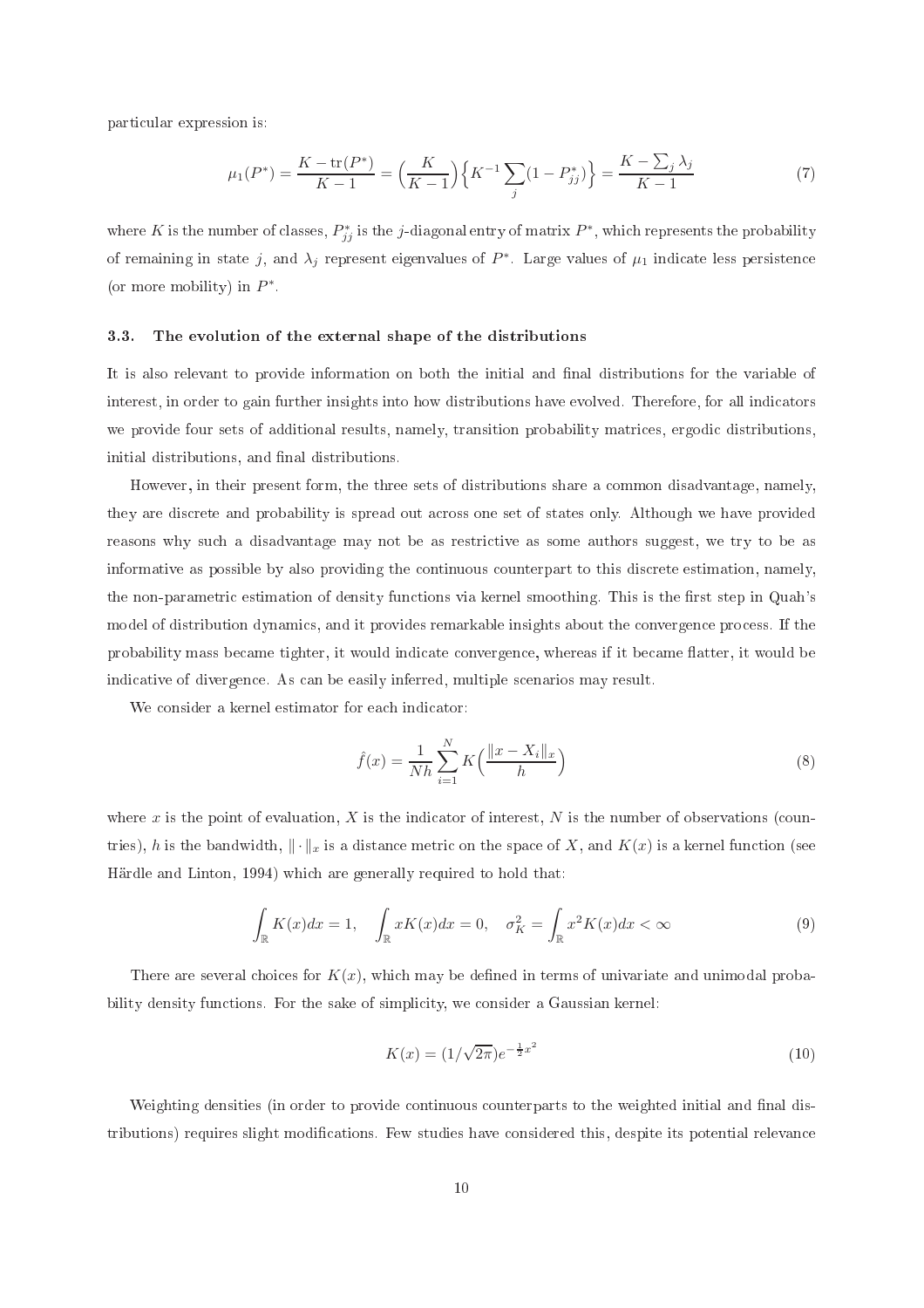particular expression is:

$$\mu_1(P^*) = \frac{K - \mathrm{tr}(P^*)}{K-1} = \Big(\frac{K}{K-1}\Big)\Big\{K^{-1}\sum_j (1 - P^*_{jj})\Big\} = \frac{K - \sum_j \lambda_j}{K-1} \tag{7}$$

where $K$ is the number of classes, $P^*_{jj}$ is the $j$-diagonal entry of matrix $P^*$, which represents the probability of remaining in state $j$, and $\lambda_j$ represent eigenvalues of $P^*$. Large values of $\mu_1$ indicate less persistence (or more mobility) in $P^*$.

### 3.3. The evolution of the external shape of the distributions

It is also relevant to provide information on both the initial and final distributions for the variable of interest, in order to gain further insights into how distributions have evolved. Therefore, for all indicators we provide four sets of additional results, namely, transition probability matrices, ergodic distributions, initial distributions, and final distributions.

However, in their present form, the three sets of distributions share a common disadvantage, namely, they are discrete and probability is spread out across one set of states only. Although we have provided reasons why such a disadvantage may not be as restrictive as some authors suggest, we try to be as informative as possible by also providing the continuous counterpart to this discrete estimation, namely, the non-parametric estimation of density functions via kernel smoothing. This is the first step in Quah's model of distribution dynamics, and it provides remarkable insights about the convergence process. If the probability mass became tighter, it would indicate convergence, whereas if it became flatter, it would be indicative of divergence. As can be easily inferred, multiple scenarios may result.

We consider a kernel estimator for each indicator:

$$\hat{f}(x) = \frac{1}{Nh}\sum_{i=1}^{N} K\Big(\frac{\|x - X_i\|_x}{h}\Big) \tag{8}$$

where $x$ is the point of evaluation, $X$ is the indicator of interest, $N$ is the number of observations (countries), $h$ is the bandwidth, $\|\cdot\|_x$ is a distance metric on the space of $X$, and $K(x)$ is a kernel function (see Härdle and Linton, 1994) which are generally required to hold that:

$$\int_{\mathbb{R}} K(x)dx = 1, \quad \int_{\mathbb{R}} xK(x)dx = 0, \quad \sigma^2_K = \int_{\mathbb{R}} x^2 K(x)dx < \infty \tag{9}$$

There are several choices for $K(x)$, which may be defined in terms of univariate and unimodal probability density functions. For the sake of simplicity, we consider a Gaussian kernel:

$$K(x) = (1/\sqrt{2\pi})e^{-\frac{1}{2}x^2} \tag{10}$$

Weighting densities (in order to provide continuous counterparts to the weighted initial and final distributions) requires slight modifications. Few studies have considered this, despite its potential relevance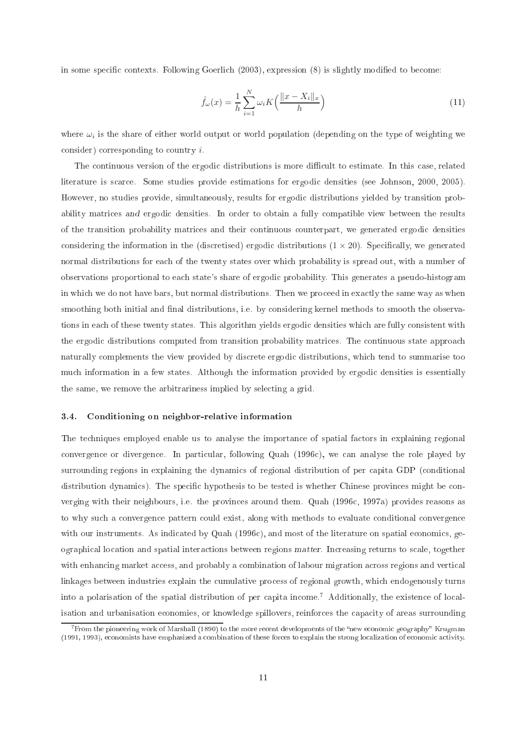in some specific contexts. Following Goerlich (2003), expression (8) is slightly modified to become:

$$\hat{f}_{\omega}(x) = \frac{1}{h}\sum_{i=1}^{N} \omega_i K\Big(\frac{\|x - X_i\|_x}{h}\Big) \tag{11}$$

where $\omega_i$ is the share of either world output or world population (depending on the type of weighting we consider) corresponding to country $i$.

The continuous version of the ergodic distributions is more difficult to estimate. In this case, related literature is scarce. Some studies provide estimations for ergodic densities (see Johnson, 2000, 2005). However, no studies provide, simultaneously, results for ergodic distributions yielded by transition probability matrices *and* ergodic densities. In order to obtain a fully compatible view between the results of the transition probability matrices and their continuous counterpart, we generated ergodic densities considering the information in the (discretised) ergodic distributions ($1 \times 20$). Specifically, we generated normal distributions for each of the twenty states over which probability is spread out, with a number of observations proportional to each state's share of ergodic probability. This generates a pseudo-histogram in which we do not have bars, but normal distributions. Then we proceed in exactly the same way as when smoothing both initial and final distributions, i.e. by considering kernel methods to smooth the observations in each of these twenty states. This algorithm yields ergodic densities which are fully consistent with the ergodic distributions computed from transition probability matrices. The continuous state approach naturally complements the view provided by discrete ergodic distributions, which tend to summarise too much information in a few states. Although the information provided by ergodic densities is essentially the same, we remove the arbitrariness implied by selecting a grid.

### 3.4. Conditioning on neighbor-relative information

The techniques employed enable us to analyse the importance of spatial factors in explaining regional convergence or divergence. In particular, following Quah (1996c), we can analyse the role played by surrounding regions in explaining the dynamics of regional distribution of per capita GDP (conditional distribution dynamics). The specific hypothesis to be tested is whether Chinese provinces might be converging with their neighbours, i.e. the provinces around them. Quah (1996c, 1997a) provides reasons as to why such a convergence pattern could exist, along with methods to evaluate conditional convergence with our instruments. As indicated by Quah (1996c), and most of the literature on spatial economics, geographical location and spatial interactions between regions *matter*. Increasing returns to scale, together with enhancing market access, and probably a combination of labour migration across regions and vertical linkages between industries explain the cumulative process of regional growth, which endogenously turns into a polarisation of the spatial distribution of per capita income.[7] Additionally, the existence of localisation and urbanisation economies, or knowledge spillovers, reinforces the capacity of areas surrounding

[7]From the pioneering work of Marshall (1890) to the more recent developments of the "new economic geography" Krugman (1991, 1993), economists have emphasized a combination of these forces to explain the strong localization of economic activity.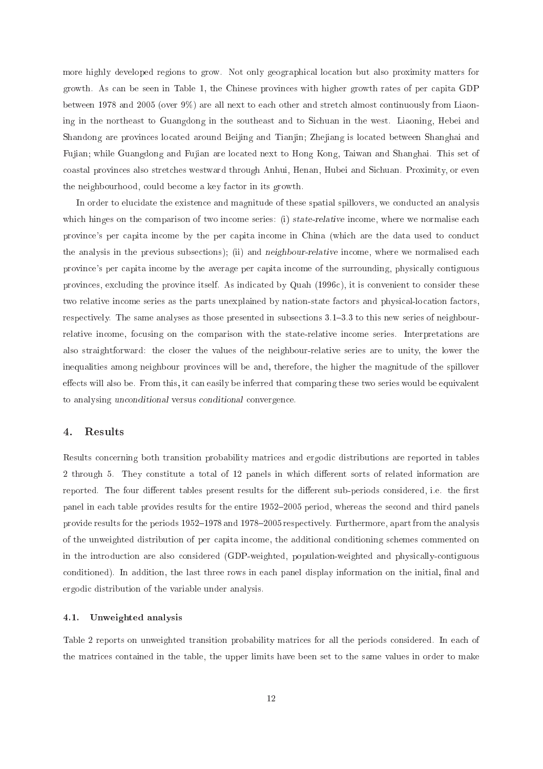more highly developed regions to grow. Not only geographical location but also proximity matters for growth. As can be seen in Table 1, the Chinese provinces with higher growth rates of per capita GDP between 1978 and 2005 (over 9%) are all next to each other and stretch almost continuously from Liaoning in the northeast to Guangdong in the southeast and to Sichuan in the west. Liaoning, Hebei and Shandong are provinces located around Beijing and Tianjin; Zhejiang is located between Shanghai and Fujian; while Guangdong and Fujian are located next to Hong Kong, Taiwan and Shanghai. This set of coastal provinces also stretches westward through Anhui, Henan, Hubei and Sichuan. Proximity, or even the neighbourhood, could become a key factor in its growth.

In order to elucidate the existence and magnitude of these spatial spillovers, we conducted an analysis which hinges on the comparison of two income series: (i) *state-relative* income, where we normalise each province's per capita income by the per capita income in China (which are the data used to conduct the analysis in the previous subsections); (ii) and *neighbour-relative* income, where we normalised each province's per capita income by the average per capita income of the surrounding, physically contiguous provinces, excluding the province itself. As indicated by Quah (1996c), it is convenient to consider these two relative income series as the parts unexplained by nation-state factors and physical-location factors, respectively. The same analyses as those presented in subsections 3.1–3.3 to this new series of neighbour-relative income, focusing on the comparison with the state-relative income series. Interpretations are also straightforward: the closer the values of the neighbour-relative series are to unity, the lower the inequalities among neighbour provinces will be and, therefore, the higher the magnitude of the spillover effects will also be. From this, it can easily be inferred that comparing these two series would be equivalent to analysing *unconditional* versus *conditional* convergence.

## 4. Results

Results concerning both transition probability matrices and ergodic distributions are reported in tables 2 through 5. They constitute a total of 12 panels in which different sorts of related information are reported. The four different tables present results for the different sub-periods considered, i.e. the first panel in each table provides results for the entire 1952–2005 period, whereas the second and third panels provide results for the periods 1952–1978 and 1978–2005 respectively. Furthermore, apart from the analysis of the unweighted distribution of per capita income, the additional conditioning schemes commented on in the introduction are also considered (GDP-weighted, population-weighted and physically-contiguous conditioned). In addition, the last three rows in each panel display information on the initial, final and ergodic distribution of the variable under analysis.

### 4.1. Unweighted analysis

Table 2 reports on unweighted transition probability matrices for all the periods considered. In each of the matrices contained in the table, the upper limits have been set to the same values in order to make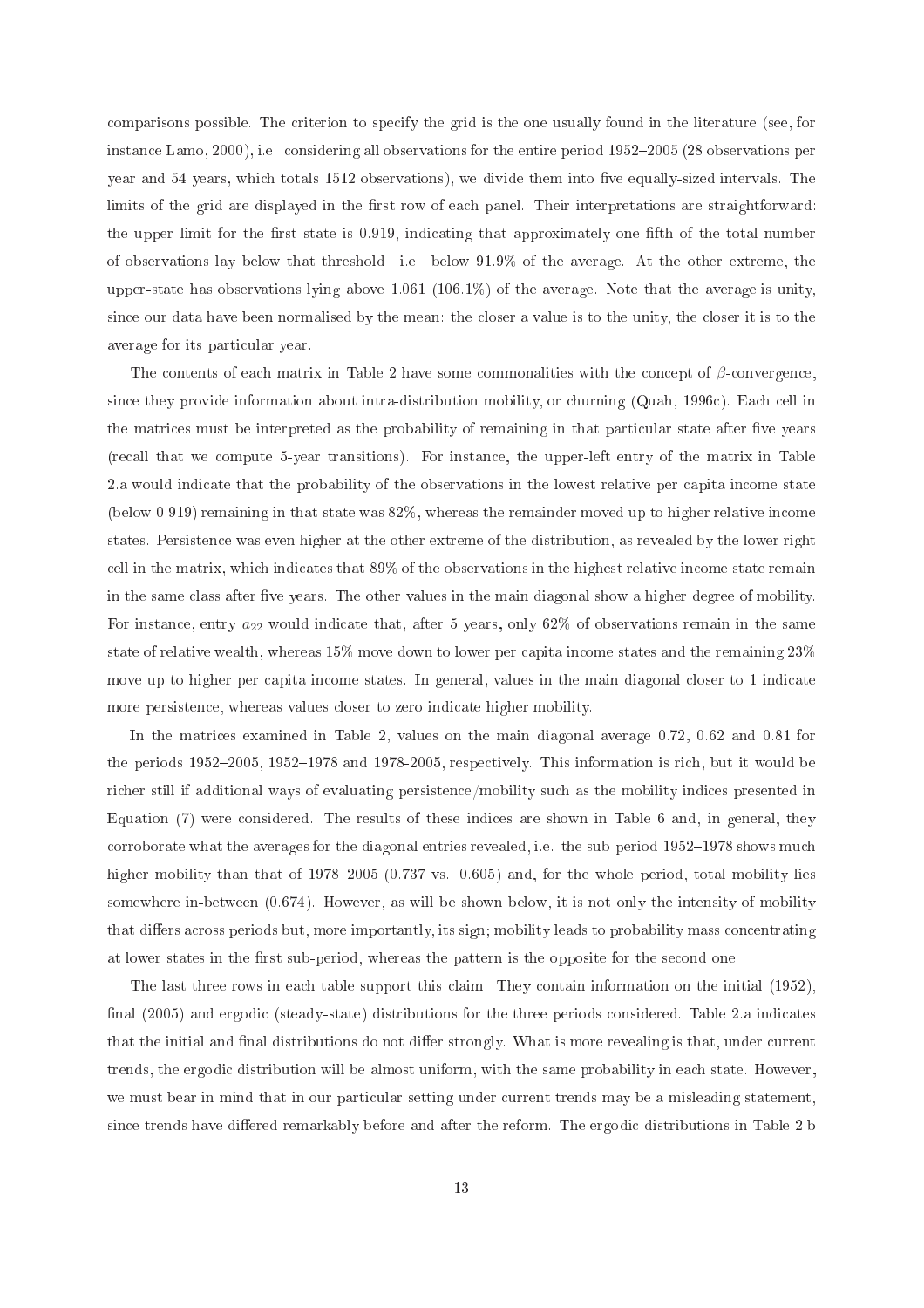comparisons possible. The criterion to specify the grid is the one usually found in the literature (see, for instance Lamo, 2000), i.e. considering all observations for the entire period 1952–2005 (28 observations per year and 54 years, which totals 1512 observations), we divide them into five equally-sized intervals. The limits of the grid are displayed in the first row of each panel. Their interpretations are straightforward: the upper limit for the first state is 0.919, indicating that approximately one fifth of the total number of observations lay below that threshold—i.e. below 91.9% of the average. At the other extreme, the upper-state has observations lying above 1.061 (106.1%) of the average. Note that the average is unity, since our data have been normalised by the mean: the closer a value is to the unity, the closer it is to the average for its particular year.

The contents of each matrix in Table 2 have some commonalities with the concept of $\beta$-convergence, since they provide information about intra-distribution mobility, or churning (Quah, 1996c). Each cell in the matrices must be interpreted as the probability of remaining in that particular state after five years (recall that we compute 5-year transitions). For instance, the upper-left entry of the matrix in Table 2.a would indicate that the probability of the observations in the lowest relative per capita income state (below 0.919) remaining in that state was 82%, whereas the remainder moved up to higher relative income states. Persistence was even higher at the other extreme of the distribution, as revealed by the lower right cell in the matrix, which indicates that 89% of the observations in the highest relative income state remain in the same class after five years. The other values in the main diagonal show a higher degree of mobility. For instance, entry $a_{22}$ would indicate that, after 5 years, only 62% of observations remain in the same state of relative wealth, whereas 15% move down to lower per capita income states and the remaining 23% move up to higher per capita income states. In general, values in the main diagonal closer to 1 indicate more persistence, whereas values closer to zero indicate higher mobility.

In the matrices examined in Table 2, values on the main diagonal average 0.72, 0.62 and 0.81 for the periods 1952–2005, 1952–1978 and 1978-2005, respectively. This information is rich, but it would be richer still if additional ways of evaluating persistence/mobility such as the mobility indices presented in Equation (7) were considered. The results of these indices are shown in Table 6 and, in general, they corroborate what the averages for the diagonal entries revealed, i.e. the sub-period 1952–1978 shows much higher mobility than that of 1978–2005 (0.737 vs. 0.605) and, for the whole period, total mobility lies somewhere in-between (0.674). However, as will be shown below, it is not only the intensity of mobility that differs across periods but, more importantly, its sign; mobility leads to probability mass concentrating at lower states in the first sub-period, whereas the pattern is the opposite for the second one.

The last three rows in each table support this claim. They contain information on the initial (1952), final (2005) and ergodic (steady-state) distributions for the three periods considered. Table 2.a indicates that the initial and final distributions do not differ strongly. What is more revealing is that, under current trends, the ergodic distribution will be almost uniform, with the same probability in each state. However, we must bear in mind that in our particular setting under current trends may be a misleading statement, since trends have differed remarkably before and after the reform. The ergodic distributions in Table 2.b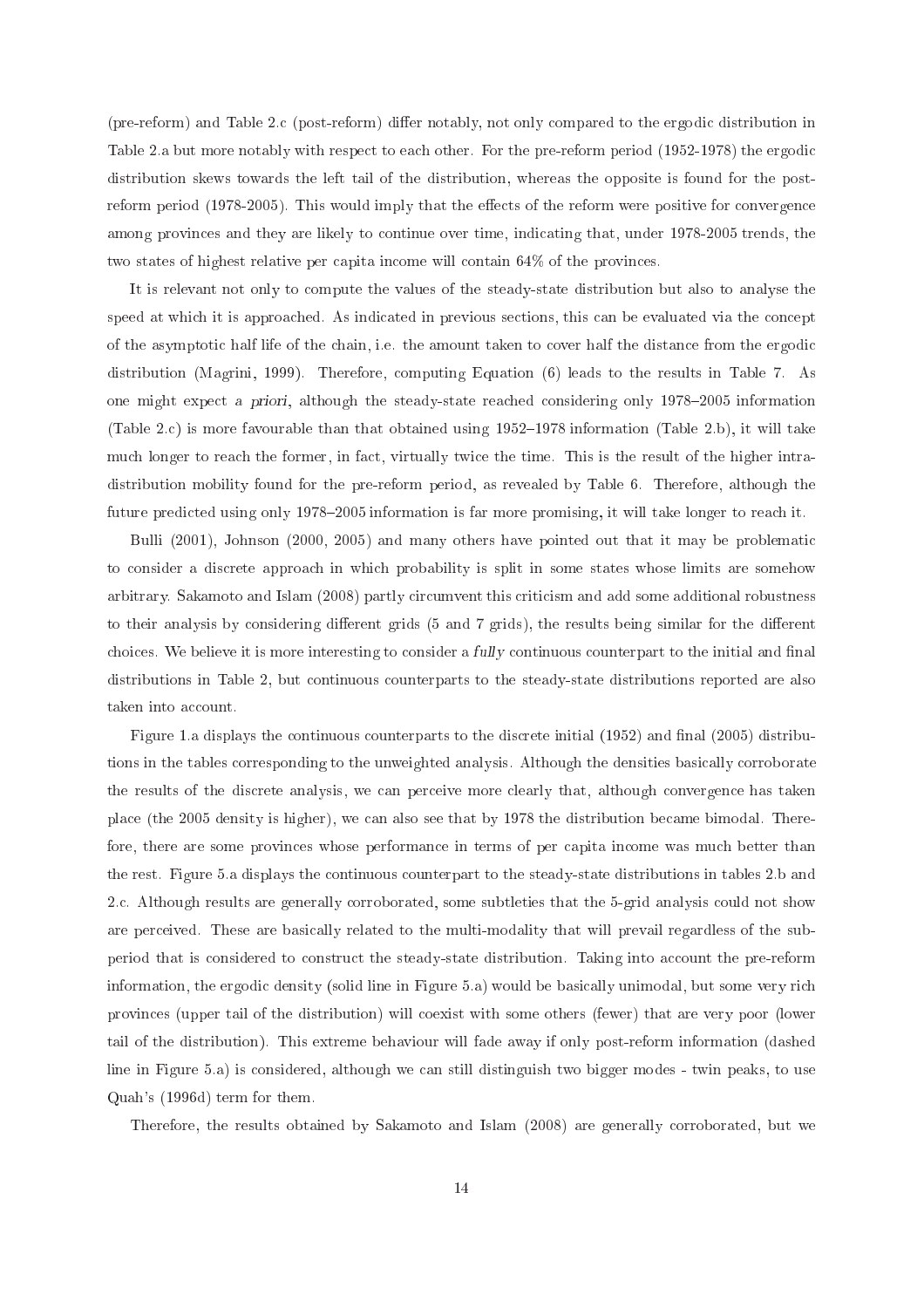(pre-reform) and Table 2.c (post-reform) differ notably, not only compared to the ergodic distribution in Table 2.a but more notably with respect to each other. For the pre-reform period (1952-1978) the ergodic distribution skews towards the left tail of the distribution, whereas the opposite is found for the post-reform period (1978-2005). This would imply that the effects of the reform were positive for convergence among provinces and they are likely to continue over time, indicating that, under 1978-2005 trends, the two states of highest relative per capita income will contain 64% of the provinces.

It is relevant not only to compute the values of the steady-state distribution but also to analyse the speed at which it is approached. As indicated in previous sections, this can be evaluated via the concept of the asymptotic half life of the chain, i.e. the amount taken to cover half the distance from the ergodic distribution (Magrini, 1999). Therefore, computing Equation (6) leads to the results in Table 7. As one might expect *a priori*, although the steady-state reached considering only 1978–2005 information (Table 2.c) is more favourable than that obtained using 1952–1978 information (Table 2.b), it will take much longer to reach the former, in fact, virtually twice the time. This is the result of the higher intra-distribution mobility found for the pre-reform period, as revealed by Table 6. Therefore, although the future predicted using only 1978–2005 information is far more promising, it will take longer to reach it.

Bulli (2001), Johnson (2000, 2005) and many others have pointed out that it may be problematic to consider a discrete approach in which probability is split in some states whose limits are somehow arbitrary. Sakamoto and Islam (2008) partly circumvent this criticism and add some additional robustness to their analysis by considering different grids (5 and 7 grids), the results being similar for the different choices. We believe it is more interesting to consider a *fully* continuous counterpart to the initial and final distributions in Table 2, but continuous counterparts to the steady-state distributions reported are also taken into account.

Figure 1.a displays the continuous counterparts to the discrete initial (1952) and final (2005) distributions in the tables corresponding to the unweighted analysis. Although the densities basically corroborate the results of the discrete analysis, we can perceive more clearly that, although convergence has taken place (the 2005 density is higher), we can also see that by 1978 the distribution became bimodal. Therefore, there are some provinces whose performance in terms of per capita income was much better than the rest. Figure 5.a displays the continuous counterpart to the steady-state distributions in tables 2.b and 2.c. Although results are generally corroborated, some subtleties that the 5-grid analysis could not show are perceived. These are basically related to the multi-modality that will prevail regardless of the sub-period that is considered to construct the steady-state distribution. Taking into account the pre-reform information, the ergodic density (solid line in Figure 5.a) would be basically unimodal, but some very rich provinces (upper tail of the distribution) will coexist with some others (fewer) that are very poor (lower tail of the distribution). This extreme behaviour will fade away if only post-reform information (dashed line in Figure 5.a) is considered, although we can still distinguish two bigger modes - twin peaks, to use Quah's (1996d) term for them.

Therefore, the results obtained by Sakamoto and Islam (2008) are generally corroborated, but we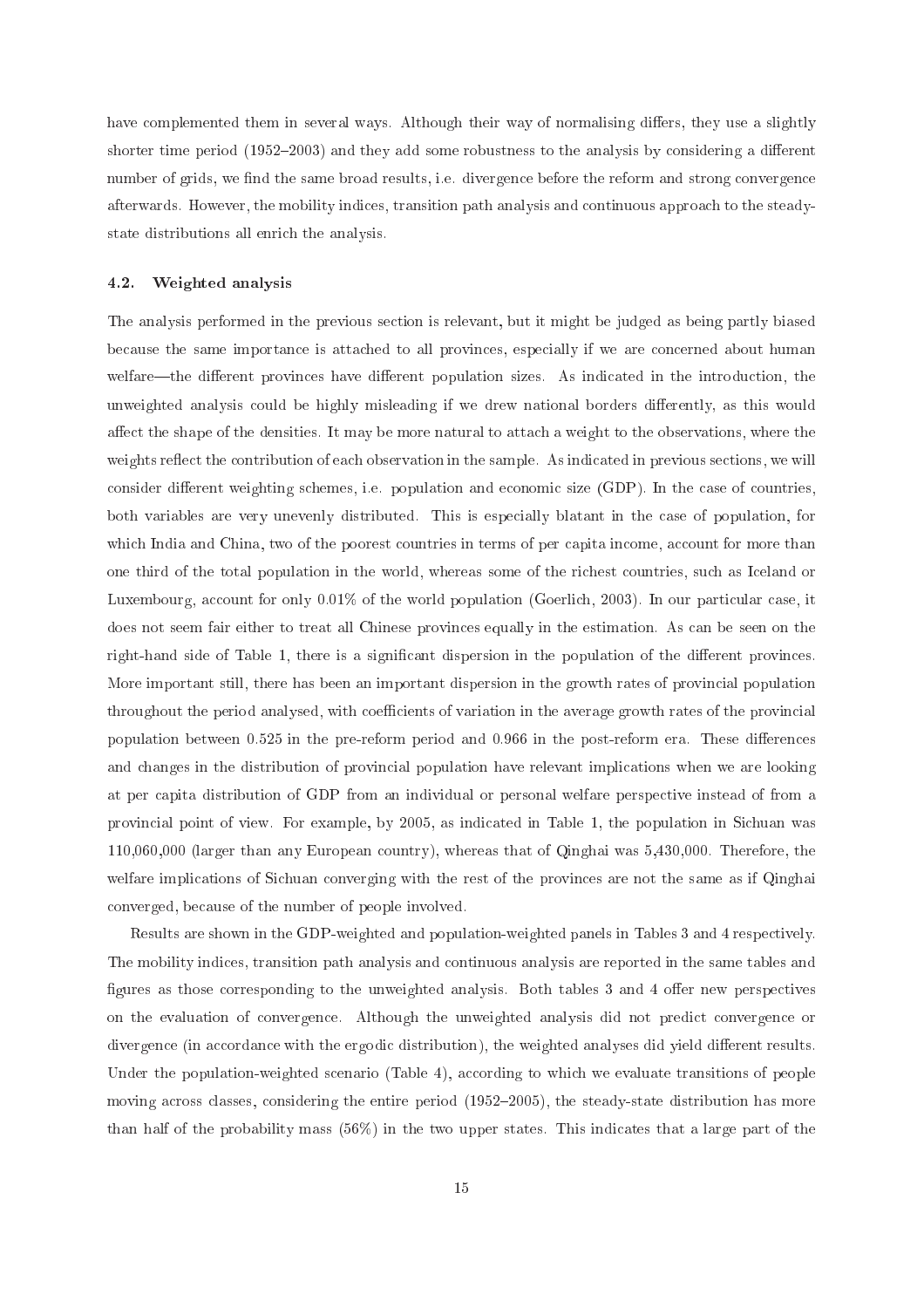have complemented them in several ways. Although their way of normalising differs, they use a slightly shorter time period (1952–2003) and they add some robustness to the analysis by considering a different number of grids, we find the same broad results, i.e. divergence before the reform and strong convergence afterwards. However, the mobility indices, transition path analysis and continuous approach to the steady-state distributions all enrich the analysis.

### 4.2. Weighted analysis

The analysis performed in the previous section is relevant, but it might be judged as being partly biased because the same importance is attached to all provinces, especially if we are concerned about human welfare—the different provinces have different population sizes. As indicated in the introduction, the unweighted analysis could be highly misleading if we drew national borders differently, as this would affect the shape of the densities. It may be more natural to attach a weight to the observations, where the weights reflect the contribution of each observation in the sample. As indicated in previous sections, we will consider different weighting schemes, i.e. population and economic size (GDP). In the case of countries, both variables are very unevenly distributed. This is especially blatant in the case of population, for which India and China, two of the poorest countries in terms of per capita income, account for more than one third of the total population in the world, whereas some of the richest countries, such as Iceland or Luxembourg, account for only 0.01% of the world population (Goerlich, 2003). In our particular case, it does not seem fair either to treat all Chinese provinces equally in the estimation. As can be seen on the right-hand side of Table 1, there is a significant dispersion in the population of the different provinces. More important still, there has been an important dispersion in the growth rates of provincial population throughout the period analysed, with coefficients of variation in the average growth rates of the provincial population between 0.525 in the pre-reform period and 0.966 in the post-reform era. These differences and changes in the distribution of provincial population have relevant implications when we are looking at per capita distribution of GDP from an individual or personal welfare perspective instead of from a provincial point of view. For example, by 2005, as indicated in Table 1, the population in Sichuan was 110,060,000 (larger than any European country), whereas that of Qinghai was 5,430,000. Therefore, the welfare implications of Sichuan converging with the rest of the provinces are not the same as if Qinghai converged, because of the number of people involved.

Results are shown in the GDP-weighted and population-weighted panels in Tables 3 and 4 respectively. The mobility indices, transition path analysis and continuous analysis are reported in the same tables and figures as those corresponding to the unweighted analysis. Both tables 3 and 4 offer new perspectives on the evaluation of convergence. Although the unweighted analysis did not predict convergence or divergence (in accordance with the ergodic distribution), the weighted analyses did yield different results. Under the population-weighted scenario (Table 4), according to which we evaluate transitions of people moving across classes, considering the entire period (1952–2005), the steady-state distribution has more than half of the probability mass (56%) in the two upper states. This indicates that a large part of the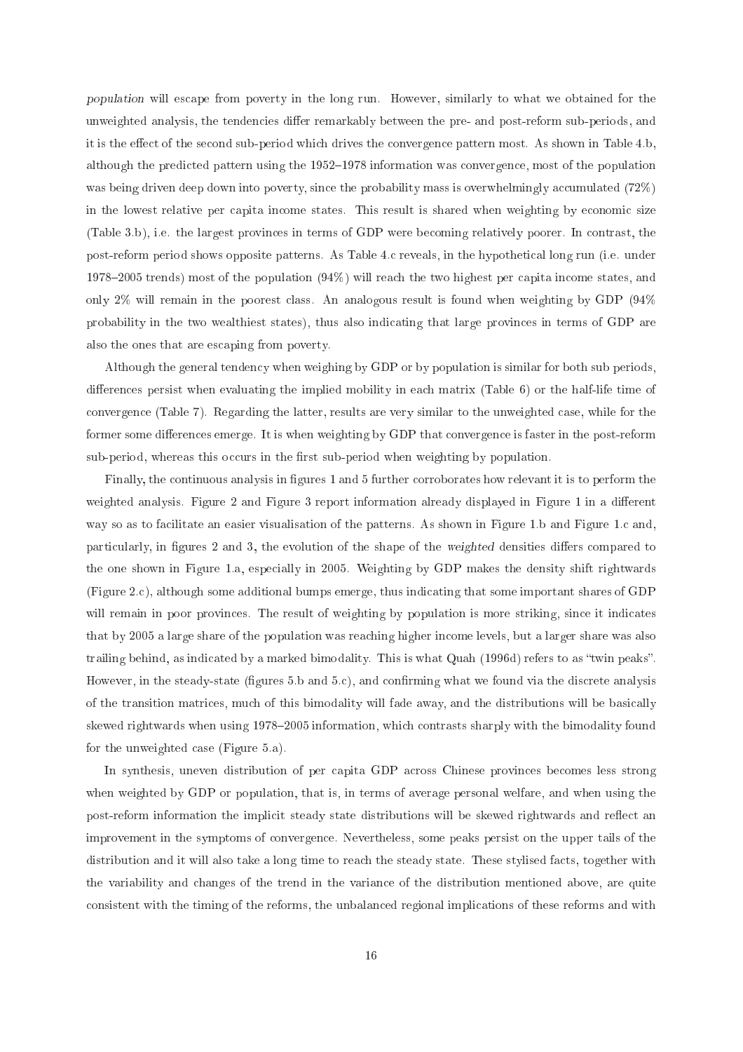*population* will escape from poverty in the long run. However, similarly to what we obtained for the unweighted analysis, the tendencies differ remarkably between the pre- and post-reform sub-periods, and it is the effect of the second sub-period which drives the convergence pattern most. As shown in Table 4.b, although the predicted pattern using the 1952–1978 information was convergence, most of the population was being driven deep down into poverty, since the probability mass is overwhelmingly accumulated (72%) in the lowest relative per capita income states. This result is shared when weighting by economic size (Table 3.b), i.e. the largest provinces in terms of GDP were becoming relatively poorer. In contrast, the post-reform period shows opposite patterns. As Table 4.c reveals, in the hypothetical long run (i.e. under 1978–2005 trends) most of the population (94%) will reach the two highest per capita income states, and only 2% will remain in the poorest class. An analogous result is found when weighting by GDP (94% probability in the two wealthiest states), thus also indicating that large provinces in terms of GDP are also the ones that are escaping from poverty.

Although the general tendency when weighing by GDP or by population is similar for both sub periods, differences persist when evaluating the implied mobility in each matrix (Table 6) or the half-life time of convergence (Table 7). Regarding the latter, results are very similar to the unweighted case, while for the former some differences emerge. It is when weighting by GDP that convergence is faster in the post-reform sub-period, whereas this occurs in the first sub-period when weighting by population.

Finally, the continuous analysis in figures 1 and 5 further corroborates how relevant it is to perform the weighted analysis. Figure 2 and Figure 3 report information already displayed in Figure 1 in a different way so as to facilitate an easier visualisation of the patterns. As shown in Figure 1.b and Figure 1.c and, particularly, in figures 2 and 3, the evolution of the shape of the *weighted* densities differs compared to the one shown in Figure 1.a, especially in 2005. Weighting by GDP makes the density shift rightwards (Figure 2.c), although some additional bumps emerge, thus indicating that some important shares of GDP will remain in poor provinces. The result of weighting by population is more striking, since it indicates that by 2005 a large share of the population was reaching higher income levels, but a larger share was also trailing behind, as indicated by a marked bimodality. This is what Quah (1996d) refers to as "twin peaks". However, in the steady-state (figures 5.b and 5.c), and confirming what we found via the discrete analysis of the transition matrices, much of this bimodality will fade away, and the distributions will be basically skewed rightwards when using 1978–2005 information, which contrasts sharply with the bimodality found for the unweighted case (Figure 5.a).

In synthesis, uneven distribution of per capita GDP across Chinese provinces becomes less strong when weighted by GDP or population, that is, in terms of average personal welfare, and when using the post-reform information the implicit steady state distributions will be skewed rightwards and reflect an improvement in the symptoms of convergence. Nevertheless, some peaks persist on the upper tails of the distribution and it will also take a long time to reach the steady state. These stylised facts, together with the variability and changes of the trend in the variance of the distribution mentioned above, are quite consistent with the timing of the reforms, the unbalanced regional implications of these reforms and with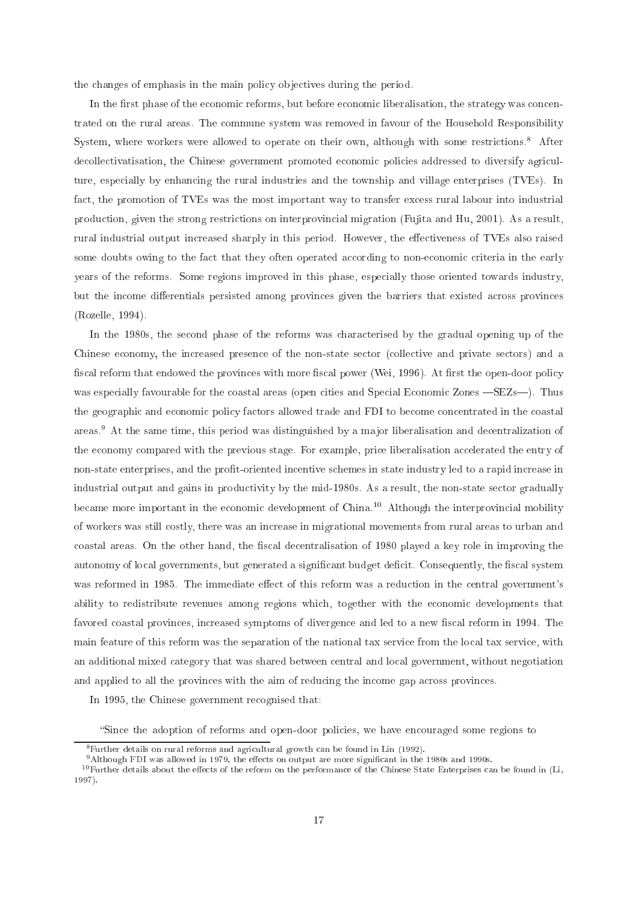the changes of emphasis in the main policy objectives during the period.

In the first phase of the economic reforms, but before economic liberalisation, the strategy was concentrated on the rural areas. The commune system was removed in favour of the Household Responsibility System, where workers were allowed to operate on their own, although with some restrictions.[8] After decollectivatisation, the Chinese government promoted economic policies addressed to diversify agriculture, especially by enhancing the rural industries and the township and village enterprises (TVEs). In fact, the promotion of TVEs was the most important way to transfer excess rural labour into industrial production, given the strong restrictions on interprovincial migration (Fujita and Hu, 2001). As a result, rural industrial output increased sharply in this period. However, the effectiveness of TVEs also raised some doubts owing to the fact that they often operated according to non-economic criteria in the early years of the reforms. Some regions improved in this phase, especially those oriented towards industry, but the income differentials persisted among provinces given the barriers that existed across provinces (Rozelle, 1994).

In the 1980s, the second phase of the reforms was characterised by the gradual opening up of the Chinese economy, the increased presence of the non-state sector (collective and private sectors) and a fiscal reform that endowed the provinces with more fiscal power (Wei, 1996). At first the open-door policy was especially favourable for the coastal areas (open cities and Special Economic Zones —SEZs—). Thus the geographic and economic policy factors allowed trade and FDI to become concentrated in the coastal areas.[9] At the same time, this period was distinguished by a major liberalisation and decentralization of the economy compared with the previous stage. For example, price liberalisation accelerated the entry of non-state enterprises, and the profit-oriented incentive schemes in state industry led to a rapid increase in industrial output and gains in productivity by the mid-1980s. As a result, the non-state sector gradually became more important in the economic development of China.[10] Although the interprovincial mobility of workers was still costly, there was an increase in migrational movements from rural areas to urban and coastal areas. On the other hand, the fiscal decentralisation of 1980 played a key role in improving the autonomy of local governments, but generated a significant budget deficit. Consequently, the fiscal system was reformed in 1985. The immediate effect of this reform was a reduction in the central government's ability to redistribute revenues among regions which, together with the economic developments that favored coastal provinces, increased symptoms of divergence and led to a new fiscal reform in 1994. The main feature of this reform was the separation of the national tax service from the local tax service, with an additional mixed category that was shared between central and local government, without negotiation and applied to all the provinces with the aim of reducing the income gap across provinces.

In 1995, the Chinese government recognised that:

> "Since the adoption of reforms and open-door policies, we have encouraged some regions to

[8] Further details on rural reforms and agricultural growth can be found in Lin (1992).

[9] Although FDI was allowed in 1979, the effects on output are more significant in the 1980s and 1990s.

[10] Further details about the effects of the reform on the performance of the Chinese State Enterprises can be found in (Li, 1997).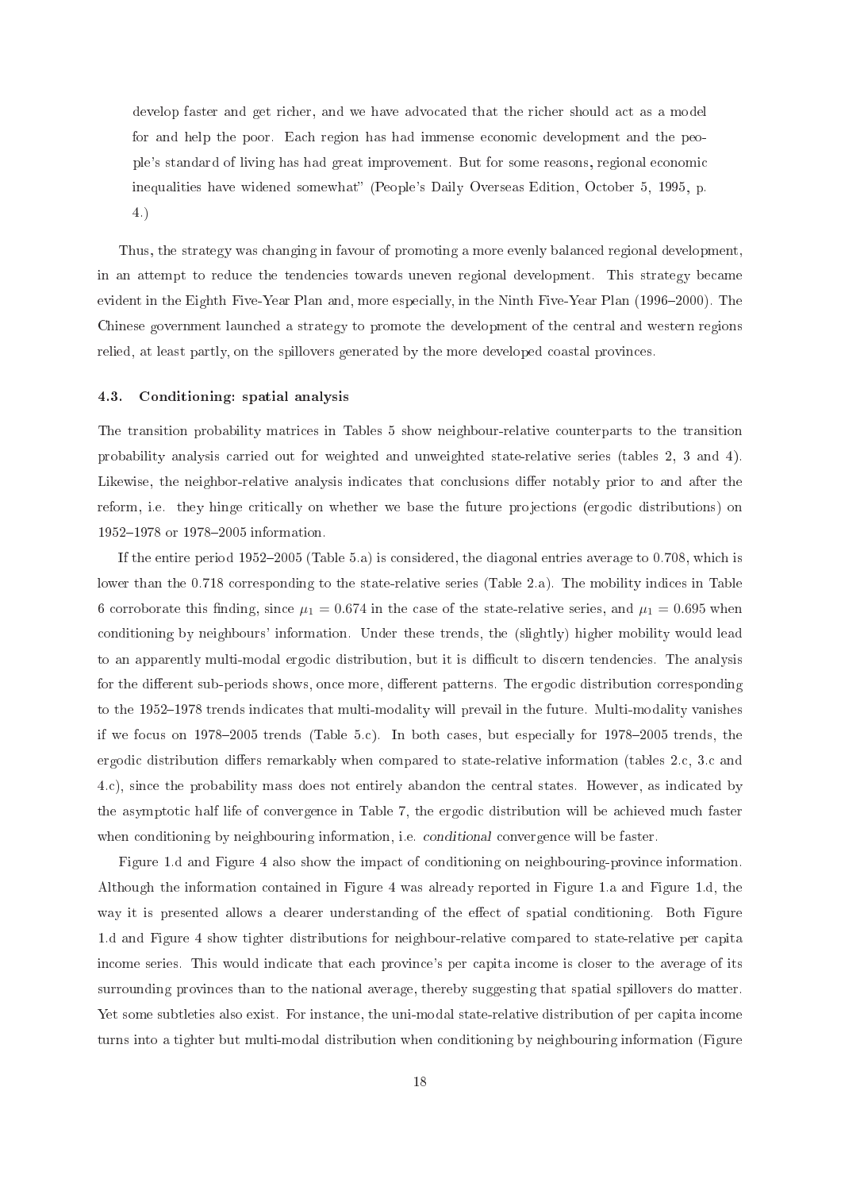develop faster and get richer, and we have advocated that the richer should act as a model for and help the poor. Each region has had immense economic development and the people's standard of living has had great improvement. But for some reasons, regional economic inequalities have widened somewhat" (People's Daily Overseas Edition, October 5, 1995, p. 4.)

Thus, the strategy was changing in favour of promoting a more evenly balanced regional development, in an attempt to reduce the tendencies towards uneven regional development. This strategy became evident in the Eighth Five-Year Plan and, more especially, in the Ninth Five-Year Plan (1996–2000). The Chinese government launched a strategy to promote the development of the central and western regions relied, at least partly, on the spillovers generated by the more developed coastal provinces.

### 4.3. Conditioning: spatial analysis

The transition probability matrices in Tables 5 show neighbour-relative counterparts to the transition probability analysis carried out for weighted and unweighted state-relative series (tables 2, 3 and 4). Likewise, the neighbor-relative analysis indicates that conclusions differ notably prior to and after the reform, i.e. they hinge critically on whether we base the future projections (ergodic distributions) on 1952–1978 or 1978–2005 information.

If the entire period 1952–2005 (Table 5.a) is considered, the diagonal entries average to 0.708, which is lower than the 0.718 corresponding to the state-relative series (Table 2.a). The mobility indices in Table 6 corroborate this finding, since $\mu_1 = 0.674$ in the case of the state-relative series, and $\mu_1 = 0.695$ when conditioning by neighbours' information. Under these trends, the (slightly) higher mobility would lead to an apparently multi-modal ergodic distribution, but it is difficult to discern tendencies. The analysis for the different sub-periods shows, once more, different patterns. The ergodic distribution corresponding to the 1952–1978 trends indicates that multi-modality will prevail in the future. Multi-modality vanishes if we focus on 1978–2005 trends (Table 5.c). In both cases, but especially for 1978–2005 trends, the ergodic distribution differs remarkably when compared to state-relative information (tables 2.c, 3.c and 4.c), since the probability mass does not entirely abandon the central states. However, as indicated by the asymptotic half life of convergence in Table 7, the ergodic distribution will be achieved much faster when conditioning by neighbouring information, i.e. *conditional* convergence will be faster.

Figure 1.d and Figure 4 also show the impact of conditioning on neighbouring-province information. Although the information contained in Figure 4 was already reported in Figure 1.a and Figure 1.d, the way it is presented allows a clearer understanding of the effect of spatial conditioning. Both Figure 1.d and Figure 4 show tighter distributions for neighbour-relative compared to state-relative per capita income series. This would indicate that each province's per capita income is closer to the average of its surrounding provinces than to the national average, thereby suggesting that spatial spillovers do matter. Yet some subtleties also exist. For instance, the uni-modal state-relative distribution of per capita income turns into a tighter but multi-modal distribution when conditioning by neighbouring information (Figure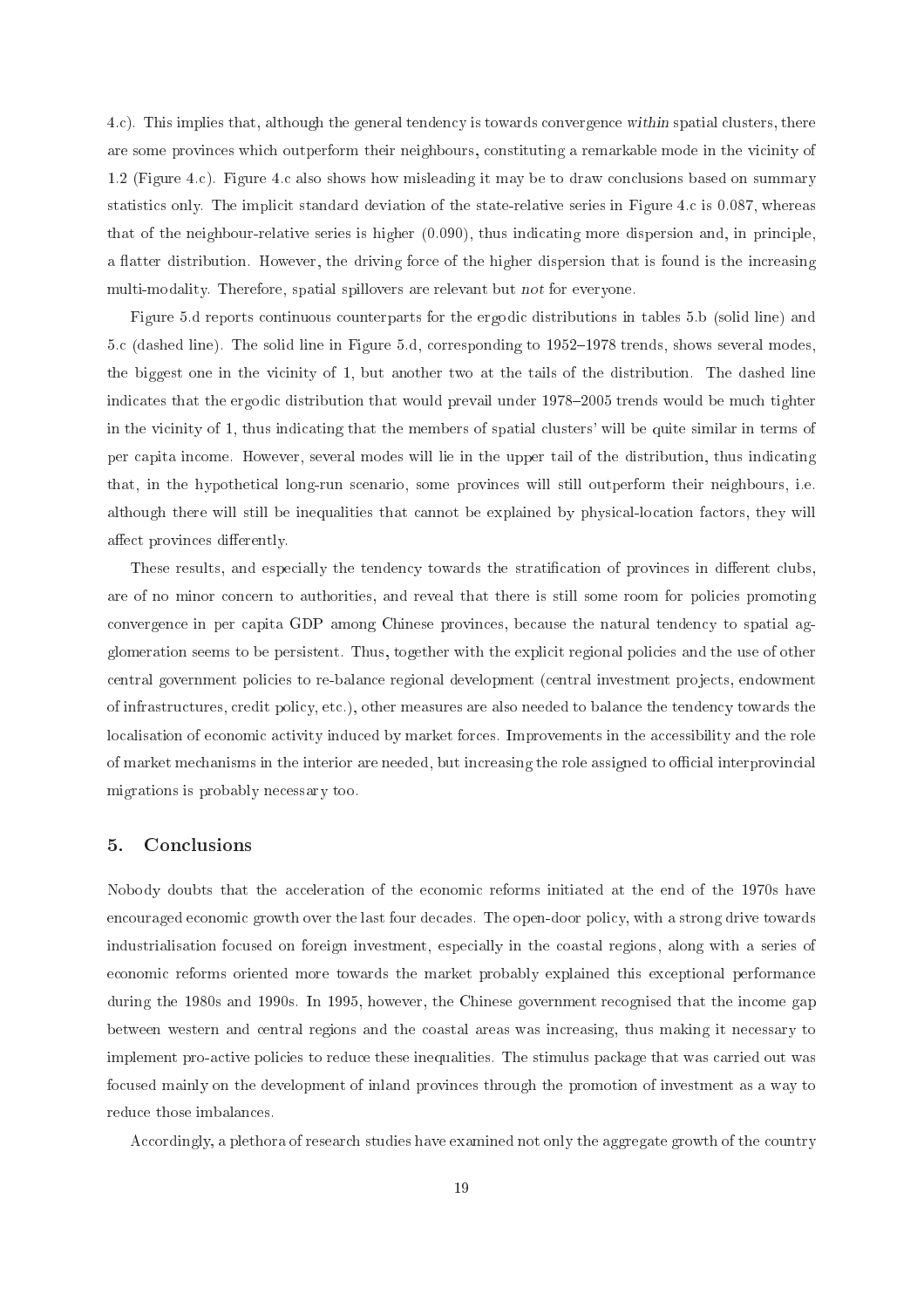4.c). This implies that, although the general tendency is towards convergence *within* spatial clusters, there are some provinces which outperform their neighbours, constituting a remarkable mode in the vicinity of 1.2 (Figure 4.c). Figure 4.c also shows how misleading it may be to draw conclusions based on summary statistics only. The implicit standard deviation of the state-relative series in Figure 4.c is 0.087, whereas that of the neighbour-relative series is higher (0.090), thus indicating more dispersion and, in principle, a flatter distribution. However, the driving force of the higher dispersion that is found is the increasing multi-modality. Therefore, spatial spillovers are relevant but *not* for everyone.

Figure 5.d reports continuous counterparts for the ergodic distributions in tables 5.b (solid line) and 5.c (dashed line). The solid line in Figure 5.d, corresponding to 1952–1978 trends, shows several modes, the biggest one in the vicinity of 1, but another two at the tails of the distribution. The dashed line indicates that the ergodic distribution that would prevail under 1978–2005 trends would be much tighter in the vicinity of 1, thus indicating that the members of spatial clusters' will be quite similar in terms of per capita income. However, several modes will lie in the upper tail of the distribution, thus indicating that, in the hypothetical long-run scenario, some provinces will still outperform their neighbours, i.e. although there will still be inequalities that cannot be explained by physical-location factors, they will affect provinces differently.

These results, and especially the tendency towards the stratification of provinces in different clubs, are of no minor concern to authorities, and reveal that there is still some room for policies promoting convergence in per capita GDP among Chinese provinces, because the natural tendency to spatial agglomeration seems to be persistent. Thus, together with the explicit regional policies and the use of other central government policies to re-balance regional development (central investment projects, endowment of infrastructures, credit policy, etc.), other measures are also needed to balance the tendency towards the localisation of economic activity induced by market forces. Improvements in the accessibility and the role of market mechanisms in the interior are needed, but increasing the role assigned to official interprovincial migrations is probably necessary too.

## 5. Conclusions

Nobody doubts that the acceleration of the economic reforms initiated at the end of the 1970s have encouraged economic growth over the last four decades. The open-door policy, with a strong drive towards industrialisation focused on foreign investment, especially in the coastal regions, along with a series of economic reforms oriented more towards the market probably explained this exceptional performance during the 1980s and 1990s. In 1995, however, the Chinese government recognised that the income gap between western and central regions and the coastal areas was increasing, thus making it necessary to implement pro-active policies to reduce these inequalities. The stimulus package that was carried out was focused mainly on the development of inland provinces through the promotion of investment as a way to reduce those imbalances.

Accordingly, a plethora of research studies have examined not only the aggregate growth of the country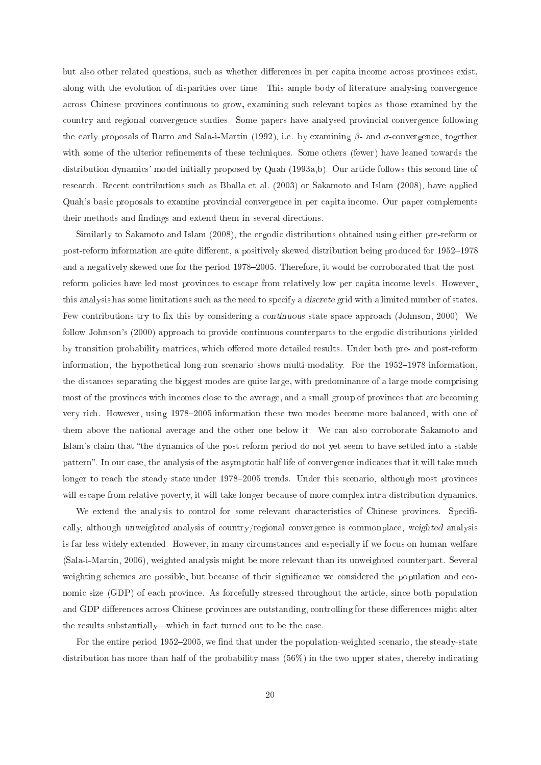but also other related questions, such as whether differences in per capita income across provinces exist, along with the evolution of disparities over time. This ample body of literature analysing convergence across Chinese provinces continuous to grow, examining such relevant topics as those examined by the country and regional convergence studies. Some papers have analysed provincial convergence following the early proposals of Barro and Sala-i-Martin (1992), i.e. by examining $\beta$- and $\sigma$-convergence, together with some of the ulterior refinements of these techniques. Some others (fewer) have leaned towards the distribution dynamics' model initially proposed by Quah (1993a,b). Our article follows this second line of research. Recent contributions such as Bhalla et al. (2003) or Sakamoto and Islam (2008), have applied Quah's basic proposals to examine provincial convergence in per capita income. Our paper complements their methods and findings and extend them in several directions.

Similarly to Sakamoto and Islam (2008), the ergodic distributions obtained using either pre-reform or post-reform information are quite different, a positively skewed distribution being produced for 1952–1978 and a negatively skewed one for the period 1978–2005. Therefore, it would be corroborated that the post-reform policies have led most provinces to escape from relatively low per capita income levels. However, this analysis has some limitations such as the need to specify a *discrete* grid with a limited number of states. Few contributions try to fix this by considering a *continuous* state space approach (Johnson, 2000). We follow Johnson's (2000) approach to provide continuous counterparts to the ergodic distributions yielded by transition probability matrices, which offered more detailed results. Under both pre- and post-reform information, the hypothetical long-run scenario shows multi-modality. For the 1952–1978 information, the distances separating the biggest modes are quite large, with predominance of a large mode comprising most of the provinces with incomes close to the average, and a small group of provinces that are becoming very rich. However, using 1978–2005 information these two modes become more balanced, with one of them above the national average and the other one below it. We can also corroborate Sakamoto and Islam's claim that "the dynamics of the post-reform period do not yet seem to have settled into a stable pattern". In our case, the analysis of the asymptotic half life of convergence indicates that it will take much longer to reach the steady state under 1978–2005 trends. Under this scenario, although most provinces will escape from relative poverty, it will take longer because of more complex intra-distribution dynamics.

We extend the analysis to control for some relevant characteristics of Chinese provinces. Specifically, although *unweighted* analysis of country/regional convergence is commonplace, *weighted* analysis is far less widely extended. However, in many circumstances and especially if we focus on human welfare (Sala-i-Martin, 2006), weighted analysis might be more relevant than its unweighted counterpart. Several weighting schemes are possible, but because of their significance we considered the population and economic size (GDP) of each province. As forcefully stressed throughout the article, since both population and GDP differences across Chinese provinces are outstanding, controlling for these differences might alter the results substantially—which in fact turned out to be the case.

For the entire period 1952–2005, we find that under the population-weighted scenario, the steady-state distribution has more than half of the probability mass (56%) in the two upper states, thereby indicating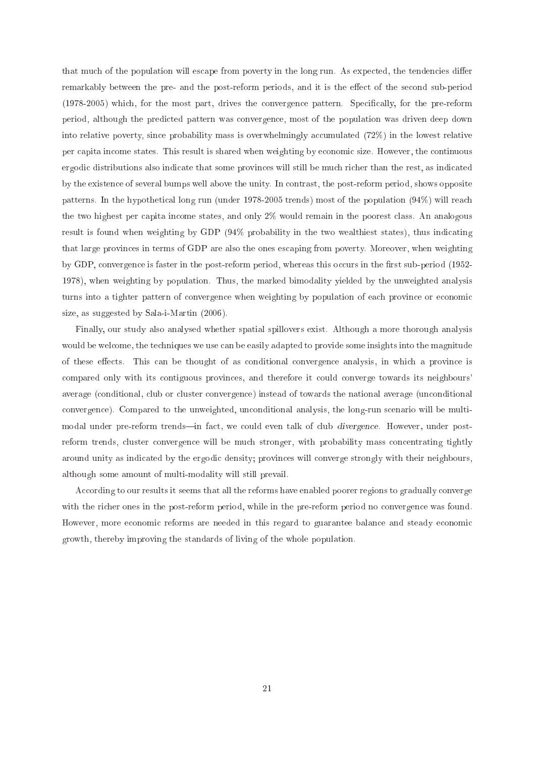that much of the population will escape from poverty in the long run. As expected, the tendencies differ remarkably between the pre- and the post-reform periods, and it is the effect of the second sub-period (1978-2005) which, for the most part, drives the convergence pattern. Specifically, for the pre-reform period, although the predicted pattern was convergence, most of the population was driven deep down into relative poverty, since probability mass is overwhelmingly accumulated (72%) in the lowest relative per capita income states. This result is shared when weighting by economic size. However, the continuous ergodic distributions also indicate that some provinces will still be much richer than the rest, as indicated by the existence of several bumps well above the unity. In contrast, the post-reform period, shows opposite patterns. In the hypothetical long run (under 1978-2005 trends) most of the population (94%) will reach the two highest per capita income states, and only 2% would remain in the poorest class. An analogous result is found when weighting by GDP (94% probability in the two wealthiest states), thus indicating that large provinces in terms of GDP are also the ones escaping from poverty. Moreover, when weighting by GDP, convergence is faster in the post-reform period, whereas this occurs in the first sub-period (1952-1978), when weighting by population. Thus, the marked bimodality yielded by the unweighted analysis turns into a tighter pattern of convergence when weighting by population of each province or economic size, as suggested by Sala-i-Martin (2006).

Finally, our study also analysed whether spatial spillovers exist. Although a more thorough analysis would be welcome, the techniques we use can be easily adapted to provide some insights into the magnitude of these effects. This can be thought of as conditional convergence analysis, in which a province is compared only with its contiguous provinces, and therefore it could converge towards its neighbours' average (conditional, club or cluster convergence) instead of towards the national average (unconditional convergence). Compared to the unweighted, unconditional analysis, the long-run scenario will be multi-modal under pre-reform trends—in fact, we could even talk of club *divergence*. However, under post-reform trends, cluster convergence will be much stronger, with probability mass concentrating tightly around unity as indicated by the ergodic density; provinces will converge strongly with their neighbours, although some amount of multi-modality will still prevail.

According to our results it seems that all the reforms have enabled poorer regions to gradually converge with the richer ones in the post-reform period, while in the pre-reform period no convergence was found. However, more economic reforms are needed in this regard to guarantee balance and steady economic growth, thereby improving the standards of living of the whole population.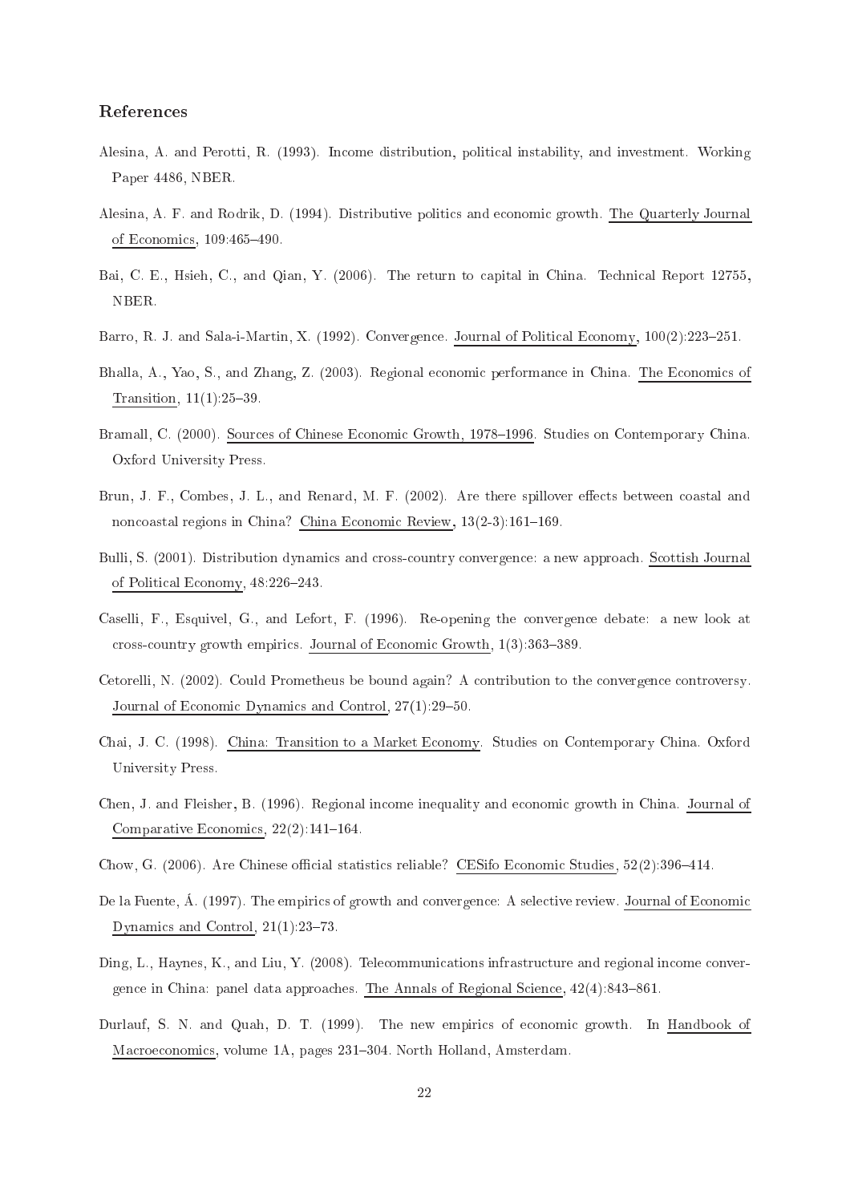## References

Alesina, A. and Perotti, R. (1993). Income distribution, political instability, and investment. Working Paper 4486, NBER.

Alesina, A. F. and Rodrik, D. (1994). Distributive politics and economic growth. The Quarterly Journal of Economics, 109:465–490.

Bai, C. E., Hsieh, C., and Qian, Y. (2006). The return to capital in China. Technical Report 12755, NBER.

Barro, R. J. and Sala-i-Martin, X. (1992). Convergence. Journal of Political Economy, 100(2):223–251.

Bhalla, A., Yao, S., and Zhang, Z. (2003). Regional economic performance in China. The Economics of Transition, 11(1):25–39.

Bramall, C. (2000). Sources of Chinese Economic Growth, 1978–1996. Studies on Contemporary China. Oxford University Press.

Brun, J. F., Combes, J. L., and Renard, M. F. (2002). Are there spillover effects between coastal and noncoastal regions in China? China Economic Review, 13(2-3):161–169.

Bulli, S. (2001). Distribution dynamics and cross-country convergence: a new approach. Scottish Journal of Political Economy, 48:226–243.

Caselli, F., Esquivel, G., and Lefort, F. (1996). Re-opening the convergence debate: a new look at cross-country growth empirics. Journal of Economic Growth, 1(3):363–389.

Cetorelli, N. (2002). Could Prometheus be bound again? A contribution to the convergence controversy. Journal of Economic Dynamics and Control, 27(1):29–50.

Chai, J. C. (1998). China: Transition to a Market Economy. Studies on Contemporary China. Oxford University Press.

Chen, J. and Fleisher, B. (1996). Regional income inequality and economic growth in China. Journal of Comparative Economics, 22(2):141–164.

Chow, G. (2006). Are Chinese official statistics reliable? CESifo Economic Studies, 52(2):396–414.

De la Fuente, Á. (1997). The empirics of growth and convergence: A selective review. Journal of Economic Dynamics and Control, 21(1):23–73.

Ding, L., Haynes, K., and Liu, Y. (2008). Telecommunications infrastructure and regional income convergence in China: panel data approaches. The Annals of Regional Science, 42(4):843–861.

Durlauf, S. N. and Quah, D. T. (1999). The new empirics of economic growth. In Handbook of Macroeconomics, volume 1A, pages 231–304. North Holland, Amsterdam.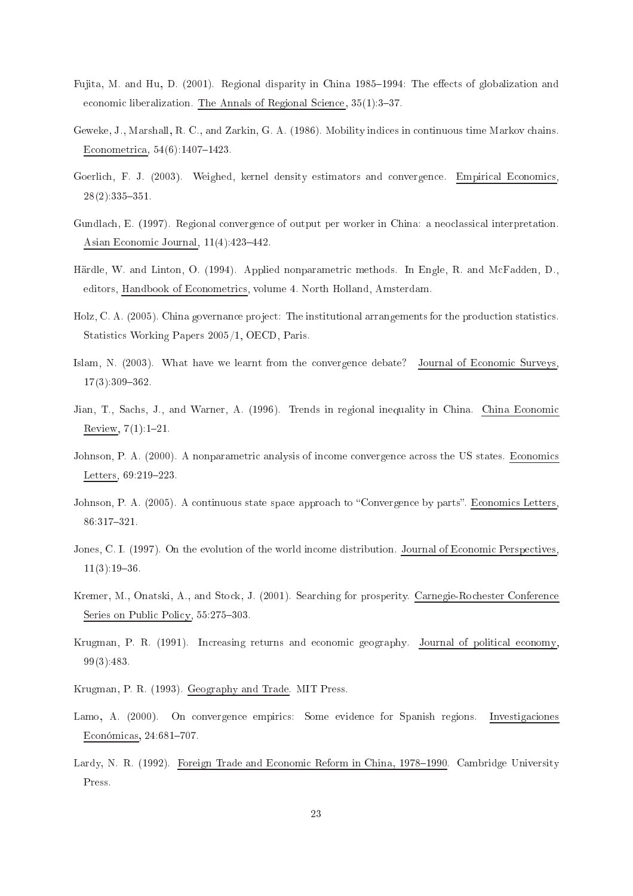Fujita, M. and Hu, D. (2001). Regional disparity in China 1985–1994: The effects of globalization and economic liberalization. The Annals of Regional Science, 35(1):3–37.

Geweke, J., Marshall, R. C., and Zarkin, G. A. (1986). Mobility indices in continuous time Markov chains. Econometrica, 54(6):1407–1423.

Goerlich, F. J. (2003). Weighed, kernel density estimators and convergence. Empirical Economics, 28(2):335–351.

Gundlach, E. (1997). Regional convergence of output per worker in China: a neoclassical interpretation. Asian Economic Journal, 11(4):423–442.

Härdle, W. and Linton, O. (1994). Applied nonparametric methods. In Engle, R. and McFadden, D., editors, Handbook of Econometrics, volume 4. North Holland, Amsterdam.

Holz, C. A. (2005). China governance project: The institutional arrangements for the production statistics. Statistics Working Papers 2005/1, OECD, Paris.

Islam, N. (2003). What have we learnt from the convergence debate? Journal of Economic Surveys, 17(3):309–362.

Jian, T., Sachs, J., and Warner, A. (1996). Trends in regional inequality in China. China Economic Review, 7(1):1–21.

Johnson, P. A. (2000). A nonparametric analysis of income convergence across the US states. Economics Letters, 69:219–223.

Johnson, P. A. (2005). A continuous state space approach to "Convergence by parts". Economics Letters, 86:317–321.

Jones, C. I. (1997). On the evolution of the world income distribution. Journal of Economic Perspectives, 11(3):19–36.

Kremer, M., Onatski, A., and Stock, J. (2001). Searching for prosperity. Carnegie-Rochester Conference Series on Public Policy, 55:275–303.

Krugman, P. R. (1991). Increasing returns and economic geography. Journal of political economy, 99(3):483.

Krugman, P. R. (1993). Geography and Trade. MIT Press.

Lamo, A. (2000). On convergence empirics: Some evidence for Spanish regions. Investigaciones Económicas, 24:681–707.

Lardy, N. R. (1992). Foreign Trade and Economic Reform in China, 1978–1990. Cambridge University Press.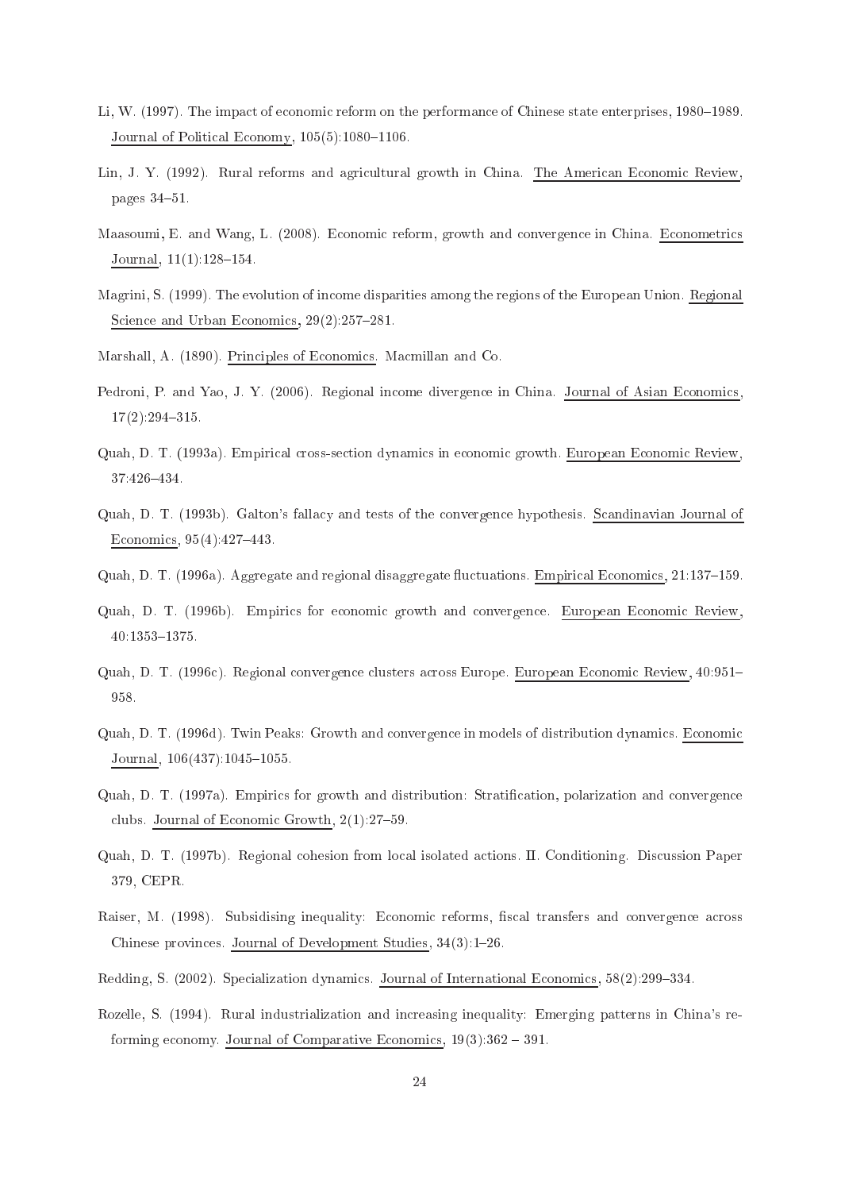Li, W. (1997). The impact of economic reform on the performance of Chinese state enterprises, 1980–1989. Journal of Political Economy, 105(5):1080–1106.

Lin, J. Y. (1992). Rural reforms and agricultural growth in China. The American Economic Review, pages 34–51.

Maasoumi, E. and Wang, L. (2008). Economic reform, growth and convergence in China. Econometrics Journal, 11(1):128–154.

Magrini, S. (1999). The evolution of income disparities among the regions of the European Union. Regional Science and Urban Economics, 29(2):257–281.

Marshall, A. (1890). Principles of Economics. Macmillan and Co.

Pedroni, P. and Yao, J. Y. (2006). Regional income divergence in China. Journal of Asian Economics, 17(2):294–315.

Quah, D. T. (1993a). Empirical cross-section dynamics in economic growth. European Economic Review, 37:426–434.

Quah, D. T. (1993b). Galton's fallacy and tests of the convergence hypothesis. Scandinavian Journal of Economics, 95(4):427–443.

Quah, D. T. (1996a). Aggregate and regional disaggregate fluctuations. Empirical Economics, 21:137–159.

Quah, D. T. (1996b). Empirics for economic growth and convergence. European Economic Review, 40:1353–1375.

Quah, D. T. (1996c). Regional convergence clusters across Europe. European Economic Review, 40:951–958.

Quah, D. T. (1996d). Twin Peaks: Growth and convergence in models of distribution dynamics. Economic Journal, 106(437):1045–1055.

Quah, D. T. (1997a). Empirics for growth and distribution: Stratification, polarization and convergence clubs. Journal of Economic Growth, 2(1):27–59.

Quah, D. T. (1997b). Regional cohesion from local isolated actions. II. Conditioning. Discussion Paper 379, CEPR.

Raiser, M. (1998). Subsidising inequality: Economic reforms, fiscal transfers and convergence across Chinese provinces. Journal of Development Studies, 34(3):1–26.

Redding, S. (2002). Specialization dynamics. Journal of International Economics, 58(2):299–334.

Rozelle, S. (1994). Rural industrialization and increasing inequality: Emerging patterns in China's reforming economy. Journal of Comparative Economics, 19(3):362 – 391.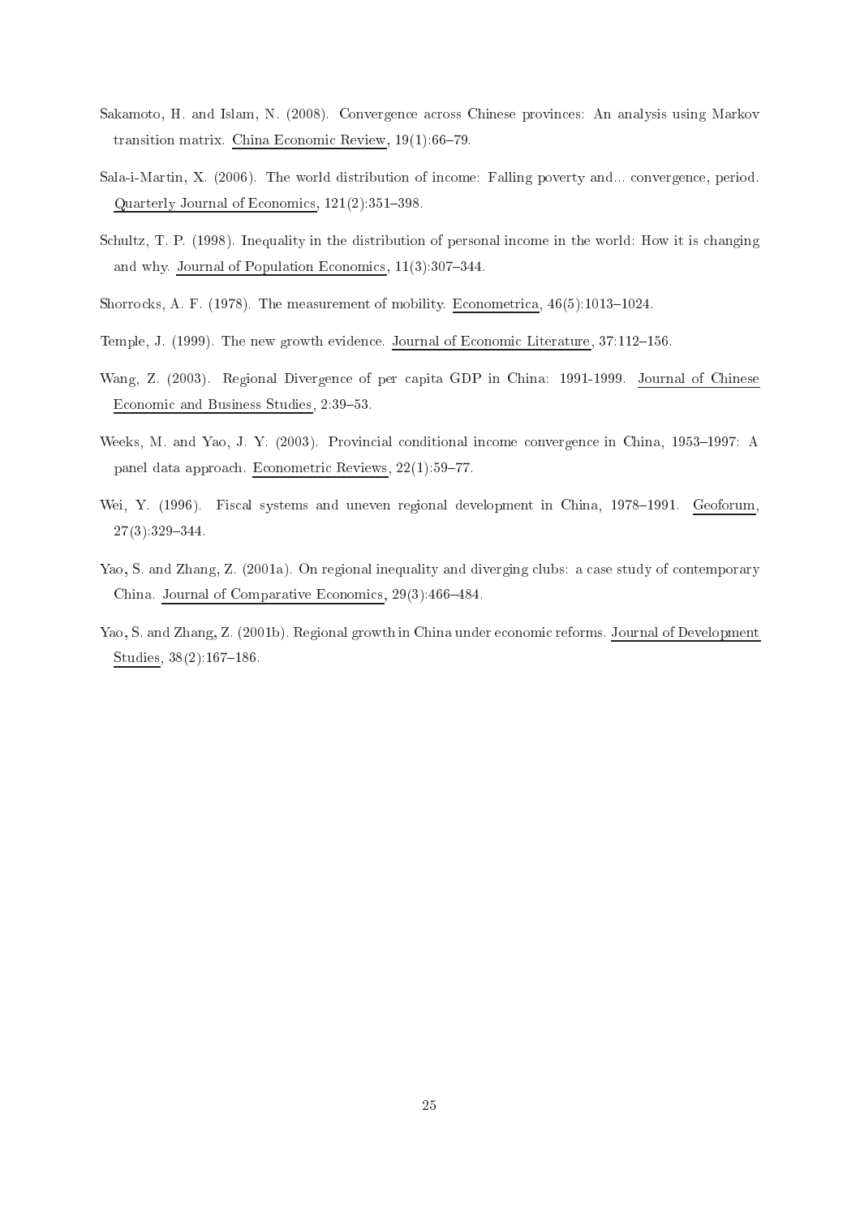Sakamoto, H. and Islam, N. (2008). Convergence across Chinese provinces: An analysis using Markov transition matrix. China Economic Review, 19(1):66–79.

Sala-i-Martin, X. (2006). The world distribution of income: Falling poverty and... convergence, period. Quarterly Journal of Economics, 121(2):351–398.

Schultz, T. P. (1998). Inequality in the distribution of personal income in the world: How it is changing and why. Journal of Population Economics, 11(3):307–344.

Shorrocks, A. F. (1978). The measurement of mobility. Econometrica, 46(5):1013–1024.

Temple, J. (1999). The new growth evidence. Journal of Economic Literature, 37:112–156.

Wang, Z. (2003). Regional Divergence of per capita GDP in China: 1991-1999. Journal of Chinese Economic and Business Studies, 2:39–53.

Weeks, M. and Yao, J. Y. (2003). Provincial conditional income convergence in China, 1953–1997: A panel data approach. Econometric Reviews, 22(1):59–77.

Wei, Y. (1996). Fiscal systems and uneven regional development in China, 1978–1991. Geoforum, 27(3):329–344.

Yao, S. and Zhang, Z. (2001a). On regional inequality and diverging clubs: a case study of contemporary China. Journal of Comparative Economics, 29(3):466–484.

Yao, S. and Zhang, Z. (2001b). Regional growth in China under economic reforms. Journal of Development Studies, 38(2):167–186.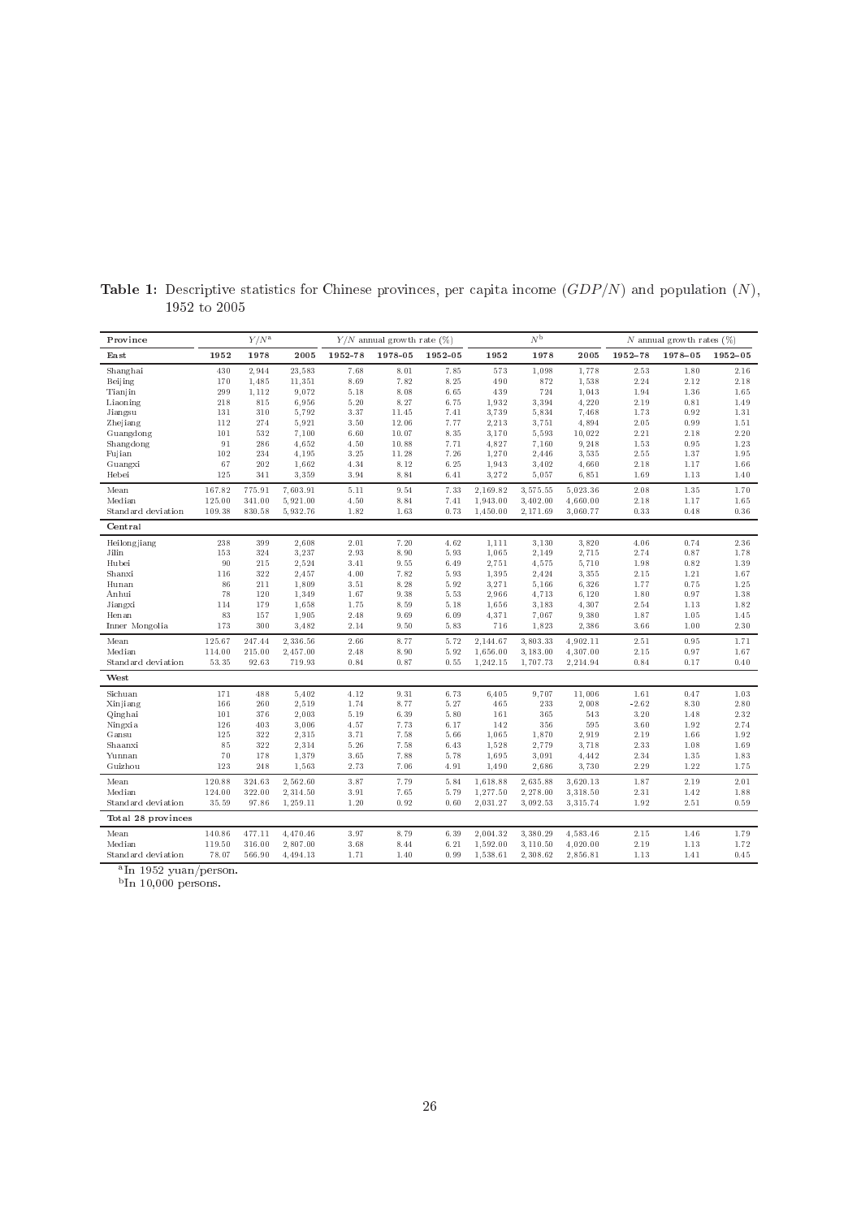**Table 1:** Descriptive statistics for Chinese provinces, per capita income ($GDP/N$) and population ($N$), 1952 to 2005

| Province | $Y/N$[a] | | | $Y/N$ annual growth rate (%) | | | $N$[b] | | | $N$ annual growth rates (%) | | |
|---|---|---|---|---|---|---|---|---|---|---|---|---|
| **East** | **1952** | **1978** | **2005** | **1952–78** | **1978–05** | **1952–05** | **1952** | **1978** | **2005** | **1952–78** | **1978–05** | **1952–05** |
| Shanghai | 430 | 2,944 | 23,583 | 7.68 | 8.01 | 7.85 | 573 | 1,098 | 1,778 | 2.53 | 1.80 | 2.16 |
| Beijing | 170 | 1,485 | 11,351 | 8.69 | 7.82 | 8.25 | 490 | 872 | 1,538 | 2.24 | 2.12 | 2.18 |
| Tianjin | 299 | 1,112 | 9,072 | 5.18 | 8.08 | 6.65 | 439 | 724 | 1,043 | 1.94 | 1.36 | 1.65 |
| Liaoning | 218 | 815 | 6,956 | 5.20 | 8.27 | 6.75 | 1,932 | 3,394 | 4,220 | 2.19 | 0.81 | 1.49 |
| Jiangsu | 131 | 310 | 5,792 | 3.37 | 11.45 | 7.41 | 3,739 | 5,834 | 7,468 | 1.73 | 0.92 | 1.31 |
| Zhejiang | 112 | 274 | 5,921 | 3.50 | 12.06 | 7.77 | 2,213 | 3,751 | 4,894 | 2.05 | 0.99 | 1.51 |
| Guangdong | 101 | 532 | 7,100 | 6.60 | 10.07 | 8.35 | 3,170 | 5,593 | 10,022 | 2.21 | 2.18 | 2.20 |
| Shangdong | 91 | 286 | 4,652 | 4.50 | 10.88 | 7.71 | 4,827 | 7,160 | 9,248 | 1.53 | 0.95 | 1.23 |
| Fujian | 102 | 234 | 4,195 | 3.25 | 11.28 | 7.26 | 1,270 | 2,446 | 3,535 | 2.55 | 1.37 | 1.95 |
| Guangxi | 67 | 202 | 1,662 | 4.34 | 8.12 | 6.25 | 1,943 | 3,402 | 4,660 | 2.18 | 1.17 | 1.66 |
| Hebei | 125 | 341 | 3,359 | 3.94 | 8.84 | 6.41 | 3,272 | 5,057 | 6,851 | 1.69 | 1.13 | 1.40 |
| Mean | 167.82 | 775.91 | 7,603.91 | 5.11 | 9.54 | 7.33 | 2,169.82 | 3,575.55 | 5,023.36 | 2.08 | 1.35 | 1.70 |
| Median | 125.00 | 341.00 | 5,921.00 | 4.50 | 8.84 | 7.41 | 1,943.00 | 3,402.00 | 4,660.00 | 2.18 | 1.17 | 1.65 |
| Standard deviation | 109.38 | 830.58 | 5,932.76 | 1.82 | 1.63 | 0.73 | 1,450.00 | 2,171.69 | 3,060.77 | 0.33 | 0.48 | 0.36 |
| **Central** | | | | | | | | | | | | |
| Heilongjiang | 238 | 399 | 2,608 | 2.01 | 7.20 | 4.62 | 1,111 | 3,130 | 3,820 | 4.06 | 0.74 | 2.36 |
| Jilin | 153 | 324 | 3,237 | 2.93 | 8.90 | 5.93 | 1,065 | 2,149 | 2,715 | 2.74 | 0.87 | 1.78 |
| Hubei | 90 | 215 | 2,524 | 3.41 | 9.55 | 6.49 | 2,751 | 4,575 | 5,710 | 1.98 | 0.82 | 1.39 |
| Shanxi | 116 | 322 | 2,457 | 4.00 | 7.82 | 5.93 | 1,395 | 2,424 | 3,355 | 2.15 | 1.21 | 1.67 |
| Hunan | 86 | 211 | 1,809 | 3.51 | 8.28 | 5.92 | 3,271 | 5,166 | 6,326 | 1.77 | 0.75 | 1.25 |
| Anhui | 78 | 120 | 1,349 | 1.67 | 9.38 | 5.53 | 2,966 | 4,713 | 6,120 | 1.80 | 0.97 | 1.38 |
| Jiangxi | 114 | 179 | 1,658 | 1.75 | 8.59 | 5.18 | 1,656 | 3,183 | 4,307 | 2.54 | 1.13 | 1.82 |
| Henan | 83 | 157 | 1,905 | 2.48 | 9.69 | 6.09 | 4,371 | 7,067 | 9,380 | 1.87 | 1.05 | 1.45 |
| Inner Mongolia | 173 | 300 | 3,482 | 2.14 | 9.50 | 5.83 | 716 | 1,823 | 2,386 | 3.66 | 1.00 | 2.30 |
| Mean | 125.67 | 247.44 | 2,336.56 | 2.66 | 8.77 | 5.72 | 2,144.67 | 3,803.33 | 4,902.11 | 2.51 | 0.95 | 1.71 |
| Median | 114.00 | 215.00 | 2,457.00 | 2.48 | 8.90 | 5.92 | 1,656.00 | 3,183.00 | 4,307.00 | 2.15 | 0.97 | 1.67 |
| Standard deviation | 53.35 | 92.63 | 719.93 | 0.84 | 0.87 | 0.55 | 1,242.15 | 1,707.73 | 2,214.94 | 0.84 | 0.17 | 0.40 |
| **West** | | | | | | | | | | | | |
| Sichuan | 171 | 488 | 5,402 | 4.12 | 9.31 | 6.73 | 6,405 | 9,707 | 11,006 | 1.61 | 0.47 | 1.03 |
| Xinjiang | 166 | 260 | 2,519 | 1.74 | 8.77 | 5.27 | 465 | 233 | 2,008 | -2.62 | 8.30 | 2.80 |
| Qinghai | 101 | 376 | 2,003 | 5.19 | 6.39 | 5.80 | 161 | 365 | 543 | 3.20 | 1.48 | 2.32 |
| Ningxia | 126 | 403 | 3,006 | 4.57 | 7.73 | 6.17 | 142 | 356 | 595 | 3.60 | 1.92 | 2.74 |
| Gansu | 125 | 322 | 2,315 | 3.71 | 7.58 | 5.66 | 1,065 | 1,870 | 2,919 | 2.19 | 1.66 | 1.92 |
| Shaanxi | 85 | 322 | 2,314 | 5.26 | 7.58 | 6.43 | 1,528 | 2,779 | 3,718 | 2.33 | 1.08 | 1.69 |
| Yunnan | 70 | 178 | 1,379 | 3.65 | 7.88 | 5.78 | 1,695 | 3,091 | 4,442 | 2.34 | 1.35 | 1.83 |
| Guizhou | 123 | 248 | 1,563 | 2.73 | 7.06 | 4.91 | 1,490 | 2,686 | 3,730 | 2.29 | 1.22 | 1.75 |
| Mean | 120.88 | 324.63 | 2,562.60 | 3.87 | 7.79 | 5.84 | 1,618.88 | 2,635.88 | 3,620.13 | 1.87 | 2.19 | 2.01 |
| Median | 124.00 | 322.00 | 2,314.50 | 3.91 | 7.65 | 5.79 | 1,277.50 | 2,278.00 | 3,318.50 | 2.31 | 1.42 | 1.88 |
| Standard deviation | 35.59 | 97.86 | 1,259.11 | 1.20 | 0.92 | 0.60 | 2,031.27 | 3,092.53 | 3,315.74 | 1.92 | 2.51 | 0.59 |
| **Total 28 provinces** | | | | | | | | | | | | |
| Mean | 140.86 | 477.11 | 4,470.46 | 3.97 | 8.79 | 6.39 | 2,004.32 | 3,380.29 | 4,583.46 | 2.15 | 1.46 | 1.79 |
| Median | 119.50 | 316.00 | 2,807.00 | 3.68 | 8.44 | 6.21 | 1,592.00 | 3,110.50 | 4,020.00 | 2.19 | 1.13 | 1.72 |
| Standard deviation | 78.07 | 566.90 | 4,494.13 | 1.71 | 1.40 | 0.99 | 1,538.61 | 2,308.62 | 2,856.81 | 1.13 | 1.41 | 0.45 |

[a] In 1952 yuan/person.
[b] In 10,000 persons.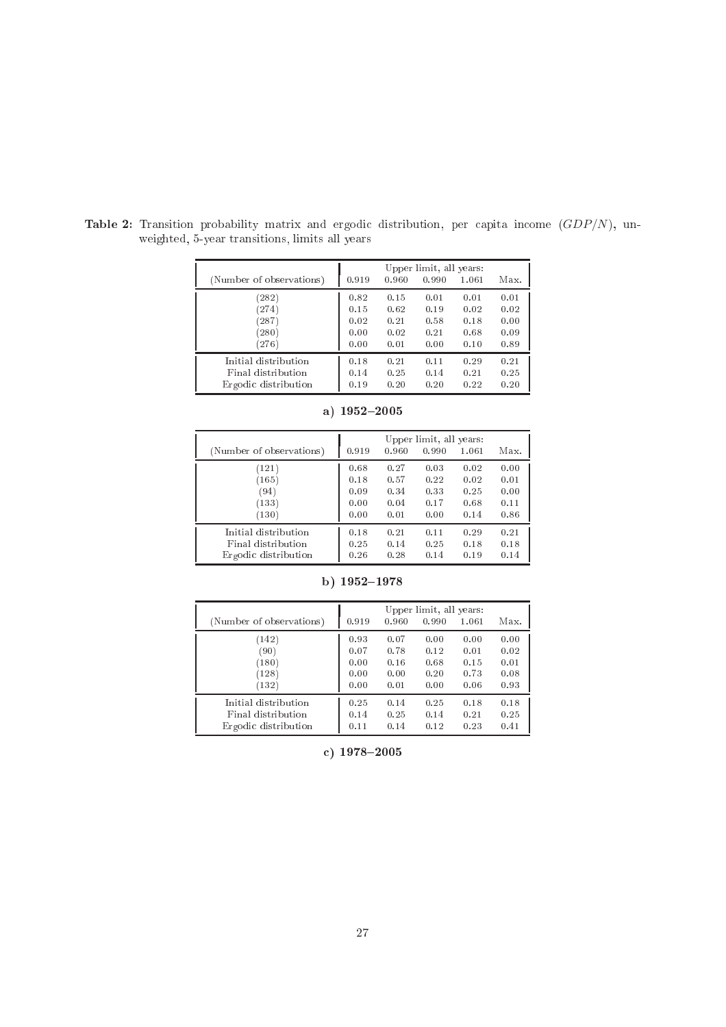**Table 2:** Transition probability matrix and ergodic distribution, per capita income ($GDP/N$), unweighted, 5-year transitions, limits all years

| (Number of observations) | Upper limit, all years: 0.919 | 0.960 | 0.990 | 1.061 | Max. |
|---|---|---|---|---|---|
| (282) | 0.82 | 0.15 | 0.01 | 0.01 | 0.01 |
| (274) | 0.15 | 0.62 | 0.19 | 0.02 | 0.02 |
| (287) | 0.02 | 0.21 | 0.58 | 0.18 | 0.00 |
| (280) | 0.00 | 0.02 | 0.21 | 0.68 | 0.09 |
| (276) | 0.00 | 0.01 | 0.00 | 0.10 | 0.89 |
| Initial distribution | 0.18 | 0.21 | 0.11 | 0.29 | 0.21 |
| Final distribution | 0.14 | 0.25 | 0.14 | 0.21 | 0.25 |
| Ergodic distribution | 0.19 | 0.20 | 0.20 | 0.22 | 0.20 |

**a) 1952–2005**

| (Number of observations) | Upper limit, all years: 0.919 | 0.960 | 0.990 | 1.061 | Max. |
|---|---|---|---|---|---|
| (121) | 0.68 | 0.27 | 0.03 | 0.02 | 0.00 |
| (165) | 0.18 | 0.57 | 0.22 | 0.02 | 0.01 |
| (94) | 0.09 | 0.34 | 0.33 | 0.25 | 0.00 |
| (133) | 0.00 | 0.04 | 0.17 | 0.68 | 0.11 |
| (130) | 0.00 | 0.01 | 0.00 | 0.14 | 0.86 |
| Initial distribution | 0.18 | 0.21 | 0.11 | 0.29 | 0.21 |
| Final distribution | 0.25 | 0.14 | 0.25 | 0.18 | 0.18 |
| Ergodic distribution | 0.26 | 0.28 | 0.14 | 0.19 | 0.14 |

**b) 1952–1978**

| (Number of observations) | Upper limit, all years: 0.919 | 0.960 | 0.990 | 1.061 | Max. |
|---|---|---|---|---|---|
| (142) | 0.93 | 0.07 | 0.00 | 0.00 | 0.00 |
| (90) | 0.07 | 0.78 | 0.12 | 0.01 | 0.02 |
| (180) | 0.00 | 0.16 | 0.68 | 0.15 | 0.01 |
| (128) | 0.00 | 0.00 | 0.20 | 0.73 | 0.08 |
| (132) | 0.00 | 0.01 | 0.00 | 0.06 | 0.93 |
| Initial distribution | 0.25 | 0.14 | 0.25 | 0.18 | 0.18 |
| Final distribution | 0.14 | 0.25 | 0.14 | 0.21 | 0.25 |
| Ergodic distribution | 0.11 | 0.14 | 0.12 | 0.23 | 0.41 |

**c) 1978–2005**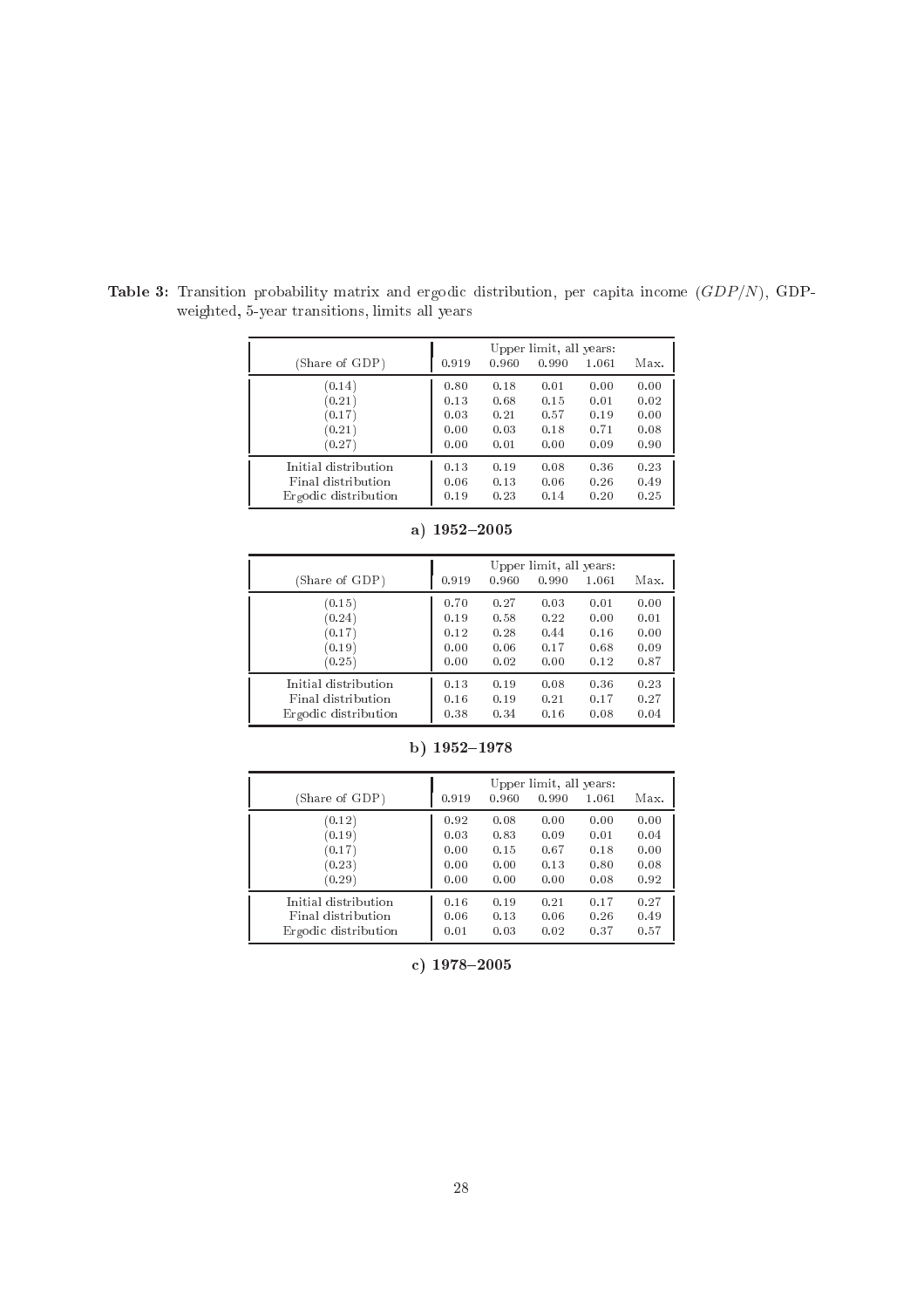**Table 3:** Transition probability matrix and ergodic distribution, per capita income ($GDP/N$), GDP-weighted, 5-year transitions, limits all years

| | Upper limit, all years: | | | | |
|---|---|---|---|---|---|
| (Share of GDP) | 0.919 | 0.960 | 0.990 | 1.061 | Max. |
| (0.14) | 0.80 | 0.18 | 0.01 | 0.00 | 0.00 |
| (0.21) | 0.13 | 0.68 | 0.15 | 0.01 | 0.02 |
| (0.17) | 0.03 | 0.21 | 0.57 | 0.19 | 0.00 |
| (0.21) | 0.00 | 0.03 | 0.18 | 0.71 | 0.08 |
| (0.27) | 0.00 | 0.01 | 0.00 | 0.09 | 0.90 |
| Initial distribution | 0.13 | 0.19 | 0.08 | 0.36 | 0.23 |
| Final distribution | 0.06 | 0.13 | 0.06 | 0.26 | 0.49 |
| Ergodic distribution | 0.19 | 0.23 | 0.14 | 0.20 | 0.25 |

**a) 1952–2005**

| | Upper limit, all years: | | | | |
|---|---|---|---|---|---|
| (Share of GDP) | 0.919 | 0.960 | 0.990 | 1.061 | Max. |
| (0.15) | 0.70 | 0.27 | 0.03 | 0.01 | 0.00 |
| (0.24) | 0.19 | 0.58 | 0.22 | 0.00 | 0.01 |
| (0.17) | 0.12 | 0.28 | 0.44 | 0.16 | 0.00 |
| (0.19) | 0.00 | 0.06 | 0.17 | 0.68 | 0.09 |
| (0.25) | 0.00 | 0.02 | 0.00 | 0.12 | 0.87 |
| Initial distribution | 0.13 | 0.19 | 0.08 | 0.36 | 0.23 |
| Final distribution | 0.16 | 0.19 | 0.21 | 0.17 | 0.27 |
| Ergodic distribution | 0.38 | 0.34 | 0.16 | 0.08 | 0.04 |

**b) 1952–1978**

| | Upper limit, all years: | | | | |
|---|---|---|---|---|---|
| (Share of GDP) | 0.919 | 0.960 | 0.990 | 1.061 | Max. |
| (0.12) | 0.92 | 0.08 | 0.00 | 0.00 | 0.00 |
| (0.19) | 0.03 | 0.83 | 0.09 | 0.01 | 0.04 |
| (0.17) | 0.00 | 0.15 | 0.67 | 0.18 | 0.00 |
| (0.23) | 0.00 | 0.00 | 0.13 | 0.80 | 0.08 |
| (0.29) | 0.00 | 0.00 | 0.00 | 0.08 | 0.92 |
| Initial distribution | 0.16 | 0.19 | 0.21 | 0.17 | 0.27 |
| Final distribution | 0.06 | 0.13 | 0.06 | 0.26 | 0.49 |
| Ergodic distribution | 0.01 | 0.03 | 0.02 | 0.37 | 0.57 |

**c) 1978–2005**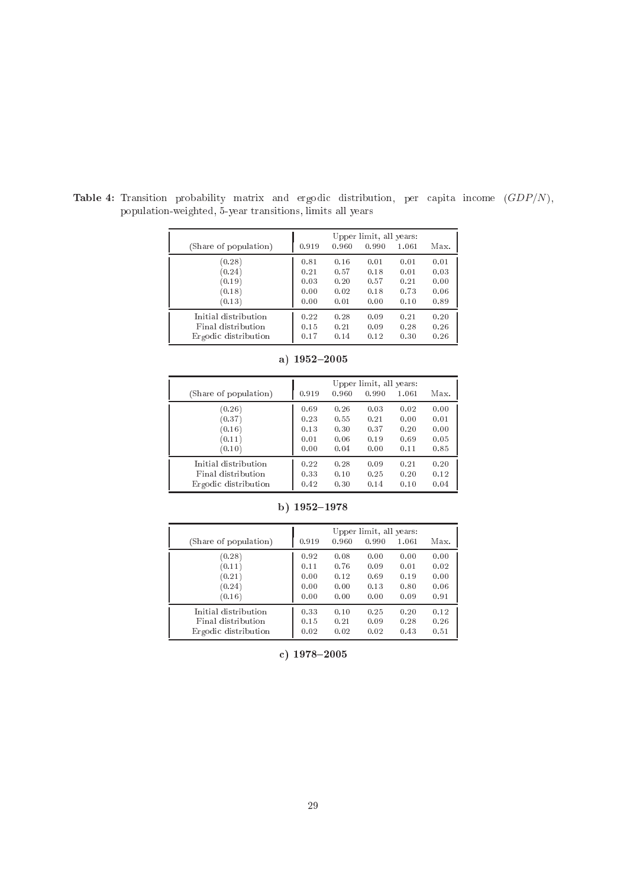**Table 4:** Transition probability matrix and ergodic distribution, per capita income ($GDP/N$), population-weighted, 5-year transitions, limits all years

| | Upper limit, all years: | | | | |
|---|---|---|---|---|---|
| (Share of population) | 0.919 | 0.960 | 0.990 | 1.061 | Max. |
| (0.28) | 0.81 | 0.16 | 0.01 | 0.01 | 0.01 |
| (0.24) | 0.21 | 0.57 | 0.18 | 0.01 | 0.03 |
| (0.19) | 0.03 | 0.20 | 0.57 | 0.21 | 0.00 |
| (0.18) | 0.00 | 0.02 | 0.18 | 0.73 | 0.06 |
| (0.13) | 0.00 | 0.01 | 0.00 | 0.10 | 0.89 |
| Initial distribution | 0.22 | 0.28 | 0.09 | 0.21 | 0.20 |
| Final distribution | 0.15 | 0.21 | 0.09 | 0.28 | 0.26 |
| Ergodic distribution | 0.17 | 0.14 | 0.12 | 0.30 | 0.26 |

**a) 1952–2005**

| | Upper limit, all years: | | | | |
|---|---|---|---|---|---|
| (Share of population) | 0.919 | 0.960 | 0.990 | 1.061 | Max. |
| (0.26) | 0.69 | 0.26 | 0.03 | 0.02 | 0.00 |
| (0.37) | 0.23 | 0.55 | 0.21 | 0.00 | 0.01 |
| (0.16) | 0.13 | 0.30 | 0.37 | 0.20 | 0.00 |
| (0.11) | 0.01 | 0.06 | 0.19 | 0.69 | 0.05 |
| (0.10) | 0.00 | 0.04 | 0.00 | 0.11 | 0.85 |
| Initial distribution | 0.22 | 0.28 | 0.09 | 0.21 | 0.20 |
| Final distribution | 0.33 | 0.10 | 0.25 | 0.20 | 0.12 |
| Ergodic distribution | 0.42 | 0.30 | 0.14 | 0.10 | 0.04 |

**b) 1952–1978**

| | Upper limit, all years: | | | | |
|---|---|---|---|---|---|
| (Share of population) | 0.919 | 0.960 | 0.990 | 1.061 | Max. |
| (0.28) | 0.92 | 0.08 | 0.00 | 0.00 | 0.00 |
| (0.11) | 0.11 | 0.76 | 0.09 | 0.01 | 0.02 |
| (0.21) | 0.00 | 0.12 | 0.69 | 0.19 | 0.00 |
| (0.24) | 0.00 | 0.00 | 0.13 | 0.80 | 0.06 |
| (0.16) | 0.00 | 0.00 | 0.00 | 0.09 | 0.91 |
| Initial distribution | 0.33 | 0.10 | 0.25 | 0.20 | 0.12 |
| Final distribution | 0.15 | 0.21 | 0.09 | 0.28 | 0.26 |
| Ergodic distribution | 0.02 | 0.02 | 0.02 | 0.43 | 0.51 |

**c) 1978–2005**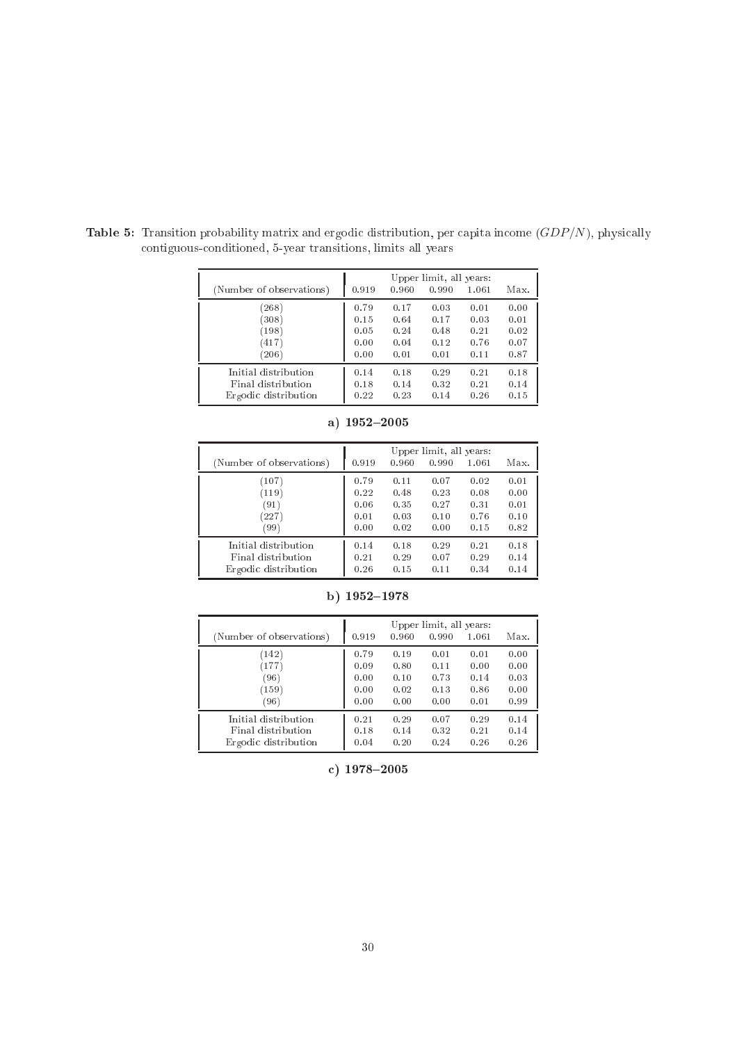**Table 5:** Transition probability matrix and ergodic distribution, per capita income ($GDP/N$), physically contiguous-conditioned, 5-year transitions, limits all years

| (Number of observations) | Upper limit, all years: 0.919 | 0.960 | 0.990 | 1.061 | Max. |
|---|---|---|---|---|---|
| (268) | 0.79 | 0.17 | 0.03 | 0.01 | 0.00 |
| (308) | 0.15 | 0.64 | 0.17 | 0.03 | 0.01 |
| (198) | 0.05 | 0.24 | 0.48 | 0.21 | 0.02 |
| (417) | 0.00 | 0.04 | 0.12 | 0.76 | 0.07 |
| (206) | 0.00 | 0.01 | 0.01 | 0.11 | 0.87 |
| Initial distribution | 0.14 | 0.18 | 0.29 | 0.21 | 0.18 |
| Final distribution | 0.18 | 0.14 | 0.32 | 0.21 | 0.14 |
| Ergodic distribution | 0.22 | 0.23 | 0.14 | 0.26 | 0.15 |

**a) 1952–2005**

| (Number of observations) | Upper limit, all years: 0.919 | 0.960 | 0.990 | 1.061 | Max. |
|---|---|---|---|---|---|
| (107) | 0.79 | 0.11 | 0.07 | 0.02 | 0.01 |
| (119) | 0.22 | 0.48 | 0.23 | 0.08 | 0.00 |
| (91) | 0.06 | 0.35 | 0.27 | 0.31 | 0.01 |
| (227) | 0.01 | 0.03 | 0.10 | 0.76 | 0.10 |
| (99) | 0.00 | 0.02 | 0.00 | 0.15 | 0.82 |
| Initial distribution | 0.14 | 0.18 | 0.29 | 0.21 | 0.18 |
| Final distribution | 0.21 | 0.29 | 0.07 | 0.29 | 0.14 |
| Ergodic distribution | 0.26 | 0.15 | 0.11 | 0.34 | 0.14 |

**b) 1952–1978**

| (Number of observations) | Upper limit, all years: 0.919 | 0.960 | 0.990 | 1.061 | Max. |
|---|---|---|---|---|---|
| (142) | 0.79 | 0.19 | 0.01 | 0.01 | 0.00 |
| (177) | 0.09 | 0.80 | 0.11 | 0.00 | 0.00 |
| (96) | 0.00 | 0.10 | 0.73 | 0.14 | 0.03 |
| (159) | 0.00 | 0.02 | 0.13 | 0.86 | 0.00 |
| (96) | 0.00 | 0.00 | 0.00 | 0.01 | 0.99 |
| Initial distribution | 0.21 | 0.29 | 0.07 | 0.29 | 0.14 |
| Final distribution | 0.18 | 0.14 | 0.32 | 0.21 | 0.14 |
| Ergodic distribution | 0.04 | 0.20 | 0.24 | 0.26 | 0.26 |

**c) 1978–2005**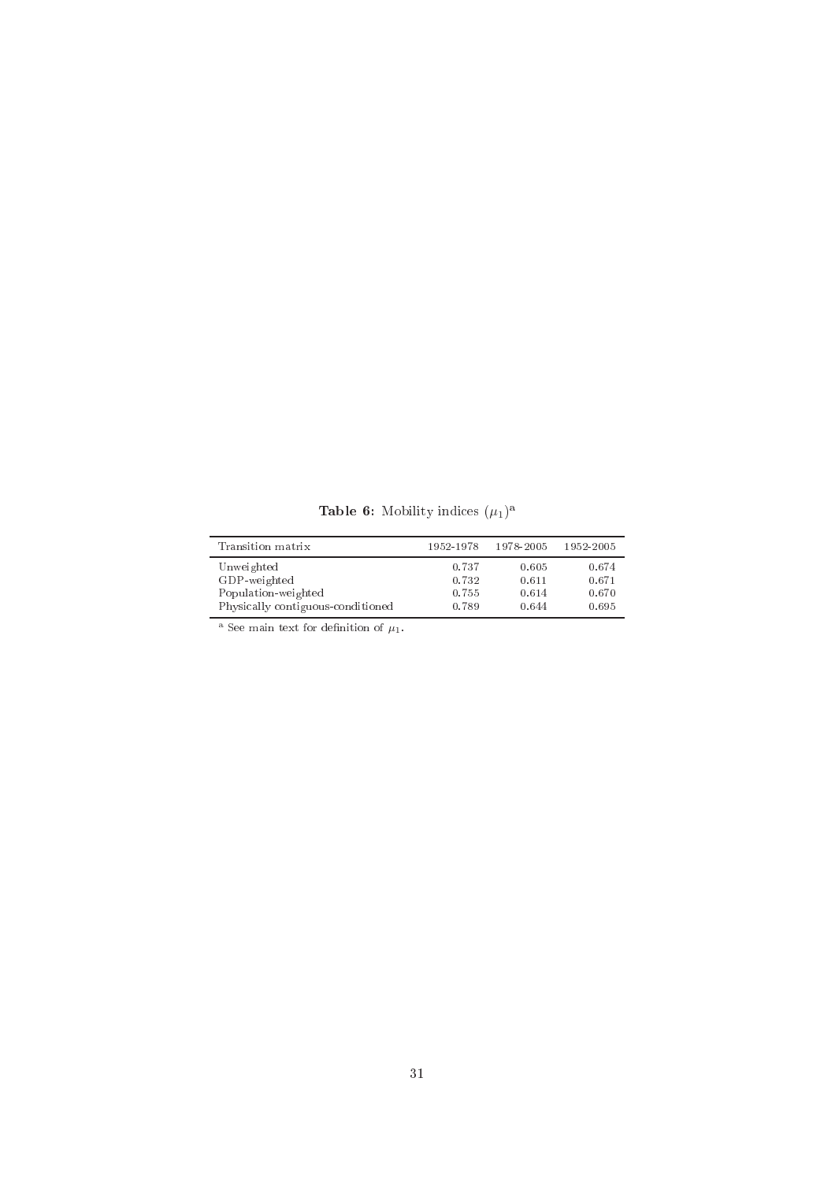**Table 6**: Mobility indices $(\mu_1)$[a]

| Transition matrix | 1952-1978 | 1978-2005 | 1952-2005 |
|---|---|---|---|
| Unweighted | 0.737 | 0.605 | 0.674 |
| GDP-weighted | 0.732 | 0.611 | 0.671 |
| Population-weighted | 0.755 | 0.614 | 0.670 |
| Physically contiguous-conditioned | 0.789 | 0.644 | 0.695 |

[a] See main text for definition of $\mu_1$.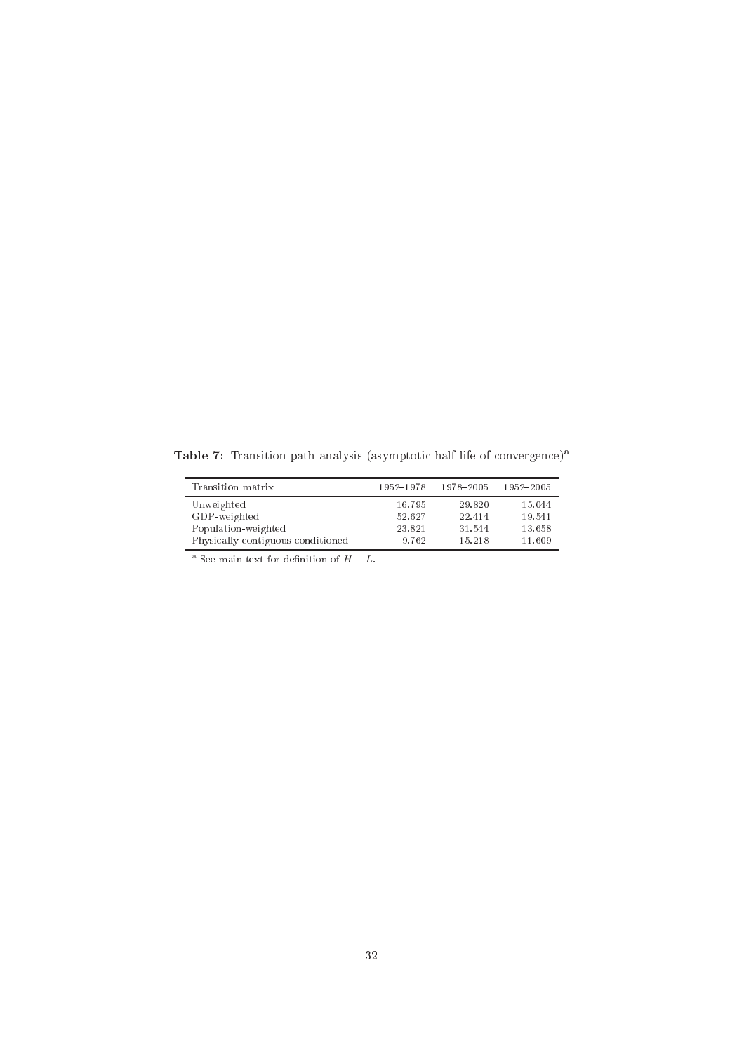**Table 7**: Transition path analysis (asymptotic half life of convergence)[a]

| Transition matrix | 1952–1978 | 1978–2005 | 1952–2005 |
|---|---|---|---|
| Unweighted | 16.795 | 29.820 | 15.044 |
| GDP-weighted | 52.627 | 22.414 | 19.541 |
| Population-weighted | 23.821 | 31.544 | 13.658 |
| Physically contiguous-conditioned | 9.762 | 15.218 | 11.609 |

[a] See main text for definition of $H - L$.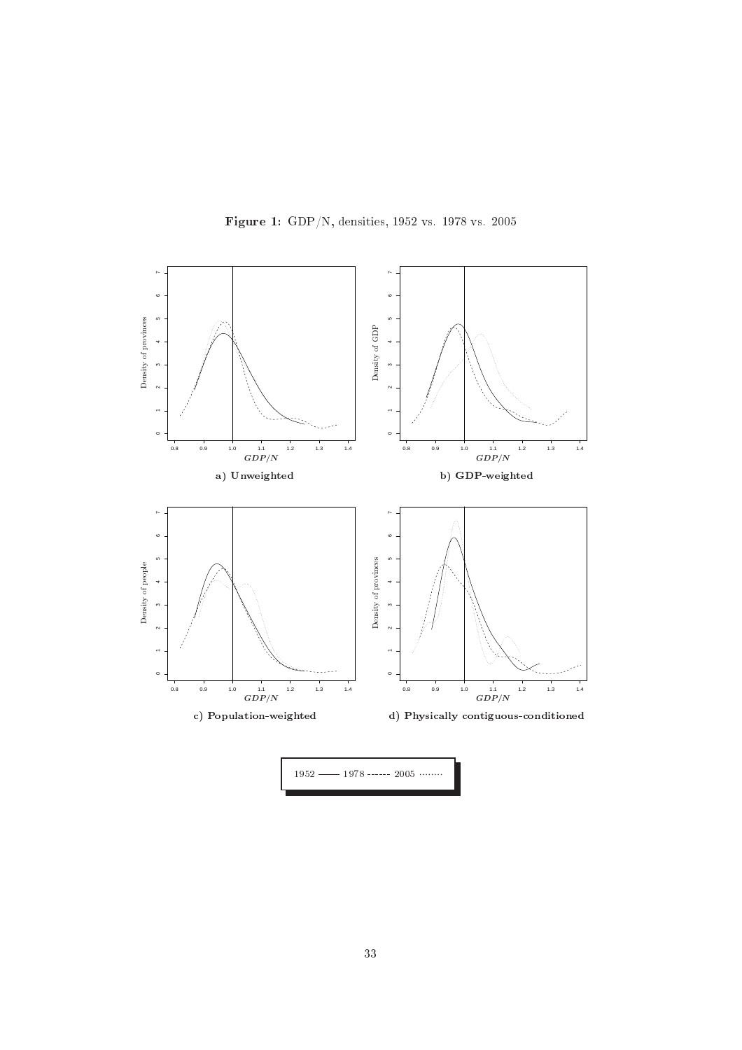**Figure 1:** GDP/N, densities, 1952 vs. 1978 vs. 2005

a) Unweighted

b) GDP-weighted

c) Population-weighted

d) Physically contiguous-conditioned

1952 —— 1978 ------ 2005 ········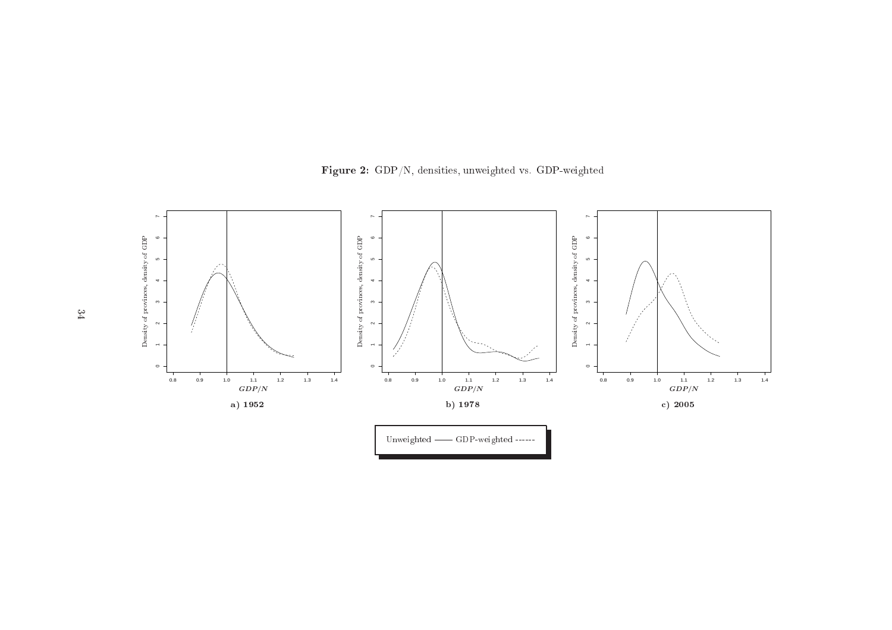**Figure 2:** GDP/N, densities, unweighted vs. GDP-weighted

a) 1952

b) 1978

c) 2005

Unweighted —— GDP-weighted ------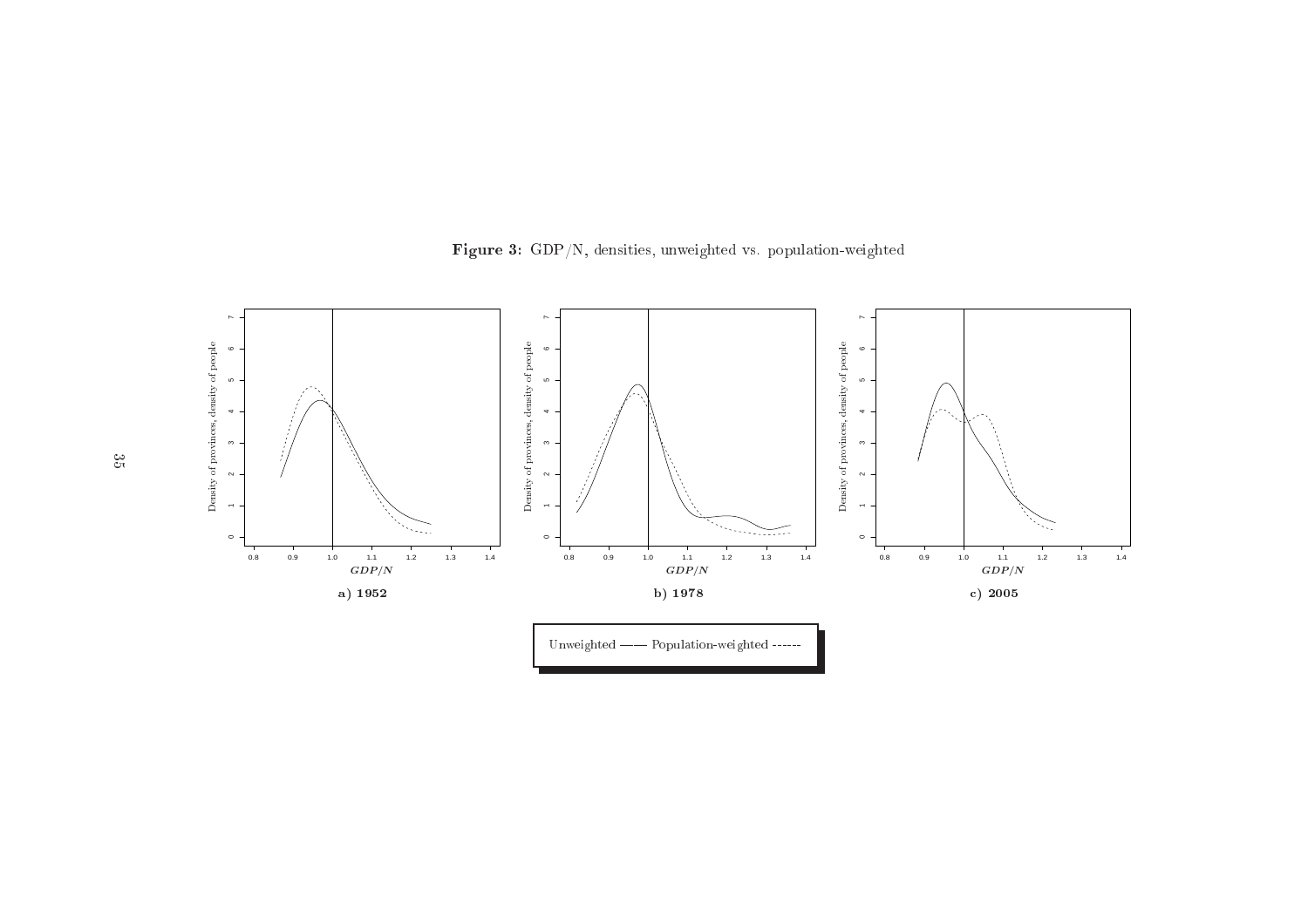**Figure 3:** GDP/N, densities, unweighted vs. population-weighted

a) 1952

b) 1978

c) 2005

Unweighted —— Population-weighted ------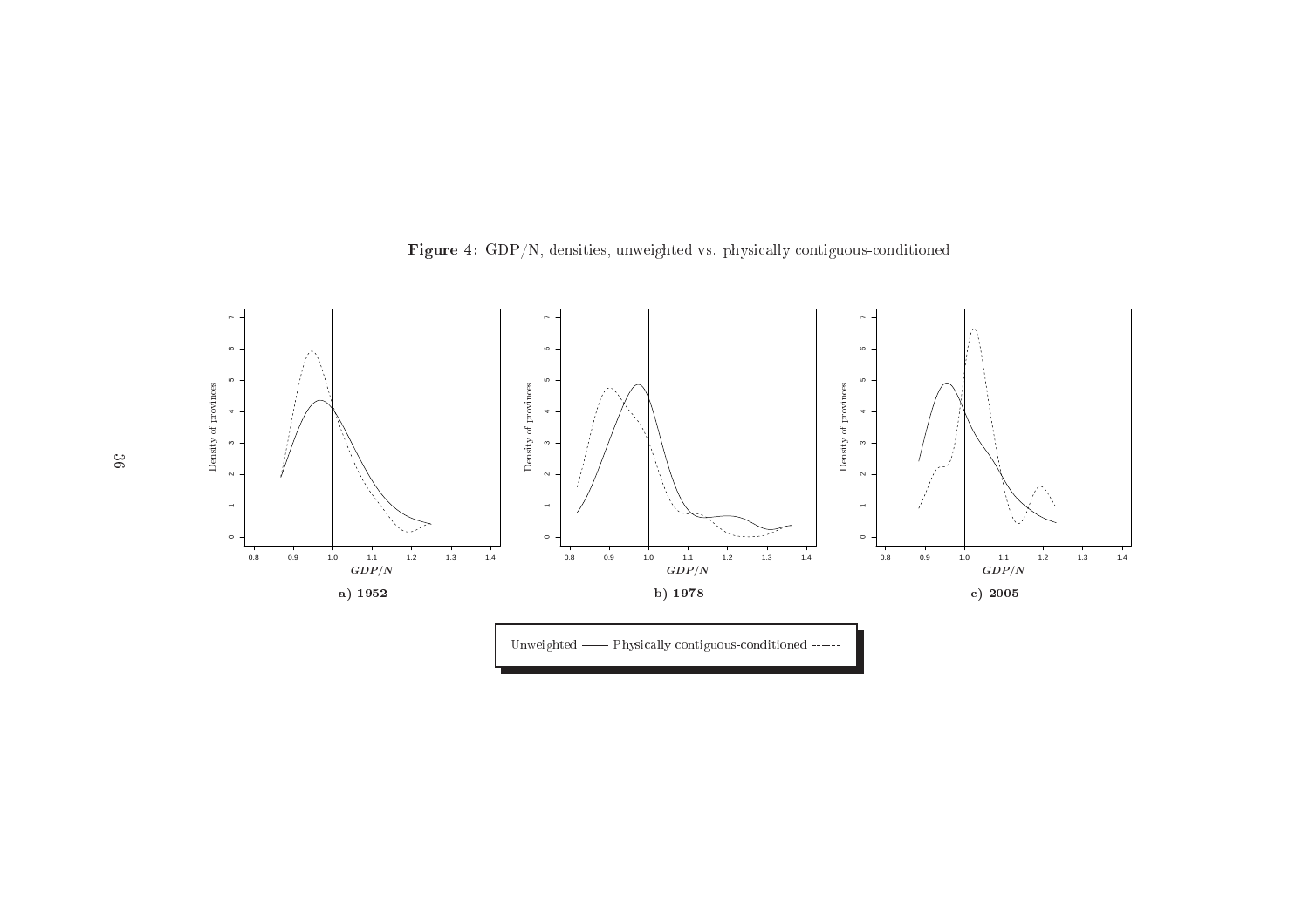**Figure 4:** GDP/N, densities, unweighted vs. physically contiguous-conditioned

a) 1952

b) 1978

c) 2005

Unweighted —— Physically contiguous-conditioned ------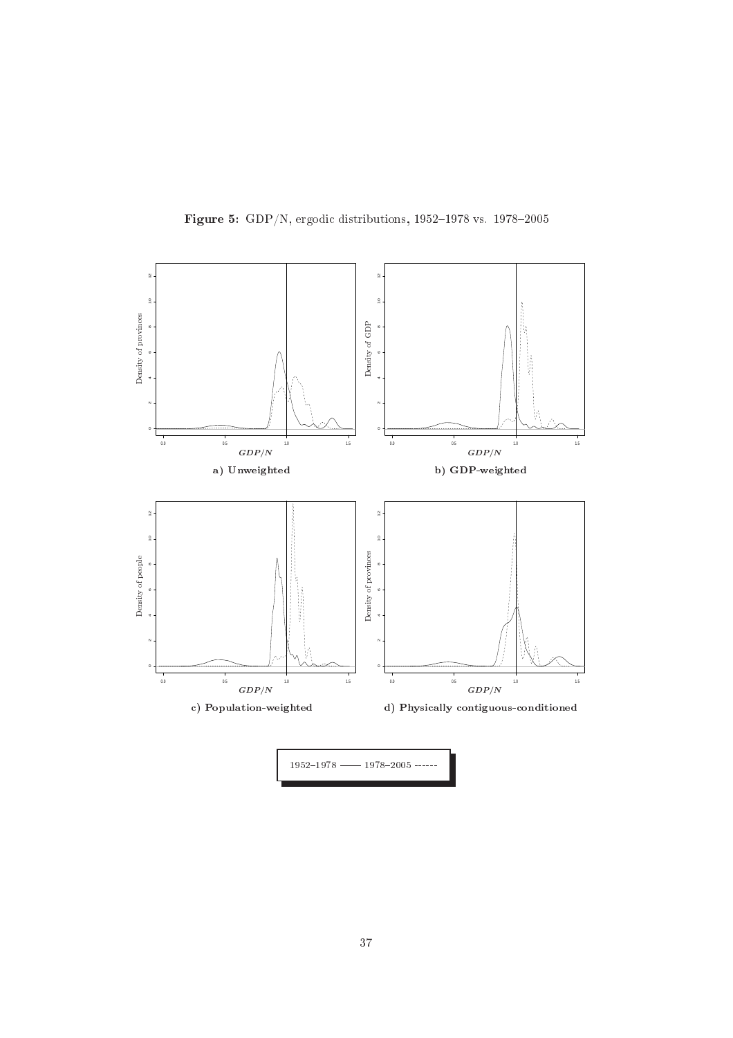**Figure 5:** GDP/N, ergodic distributions, 1952–1978 vs. 1978–2005

Density of provinces

0 2 4 6 8 10 12

0.0 0.5 1.0 1.5

*GDP/N*

**a) Unweighted**

Density of GDP

0 2 4 6 8 10 12

0.0 0.5 1.0 1.5

*GDP/N*

**b) GDP-weighted**

Density of people

0 2 4 6 8 10 12

0.0 0.5 1.0 1.5

*GDP/N*

**c) Population-weighted**

Density of provinces

0 2 4 6 8 10 12

0.0 0.5 1.0 1.5

*GDP/N*

**d) Physically contiguous-conditioned**

1952–1978 —— 1978–2005 ------